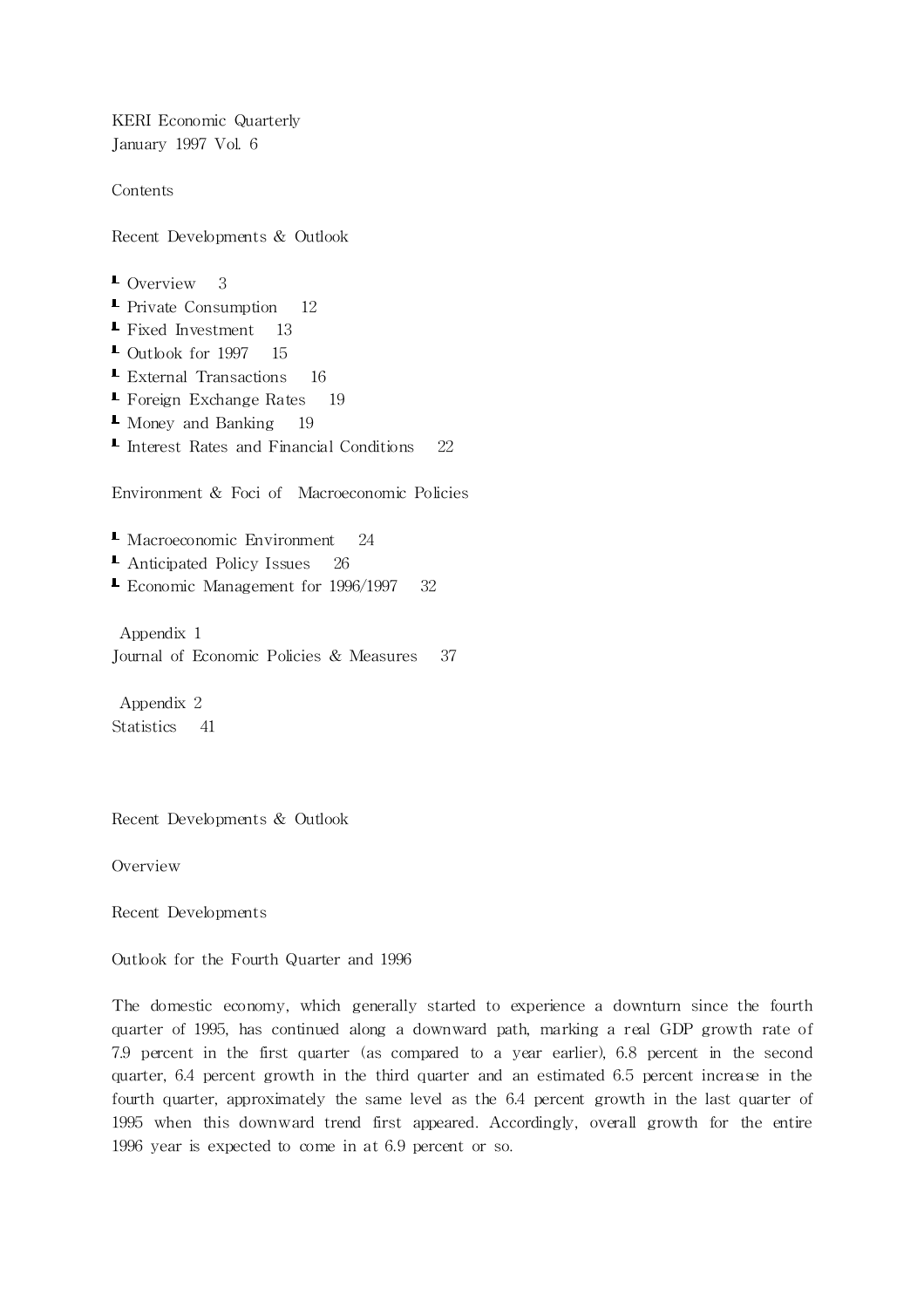KERI Economic Quarterly
January 1997 Vol. 6

Contents

## Recent Developments & Outlook

- Overview 3
- Private Consumption 12
- Fixed Investment 13
- Outlook for 1997 15
- External Transactions 16
- Foreign Exchange Rates 19
- Money and Banking 19
- Interest Rates and Financial Conditions 22

## Environment & Foci of Macroeconomic Policies

- Macroeconomic Environment 24
- Anticipated Policy Issues 26
- Economic Management for 1996/1997 32

Appendix 1
Journal of Economic Policies & Measures 37

Appendix 2
Statistics 41

# Recent Developments & Outlook

## Overview

### Recent Developments

### Outlook for the Fourth Quarter and 1996

The domestic economy, which generally started to experience a downturn since the fourth quarter of 1995, has continued along a downward path, marking a real GDP growth rate of 7.9 percent in the first quarter (as compared to a year earlier), 6.8 percent in the second quarter, 6.4 percent growth in the third quarter and an estimated 6.5 percent increase in the fourth quarter, approximately the same level as the 6.4 percent growth in the last quarter of 1995 when this downward trend first appeared. Accordingly, overall growth for the entire 1996 year is expected to come in at 6.9 percent or so.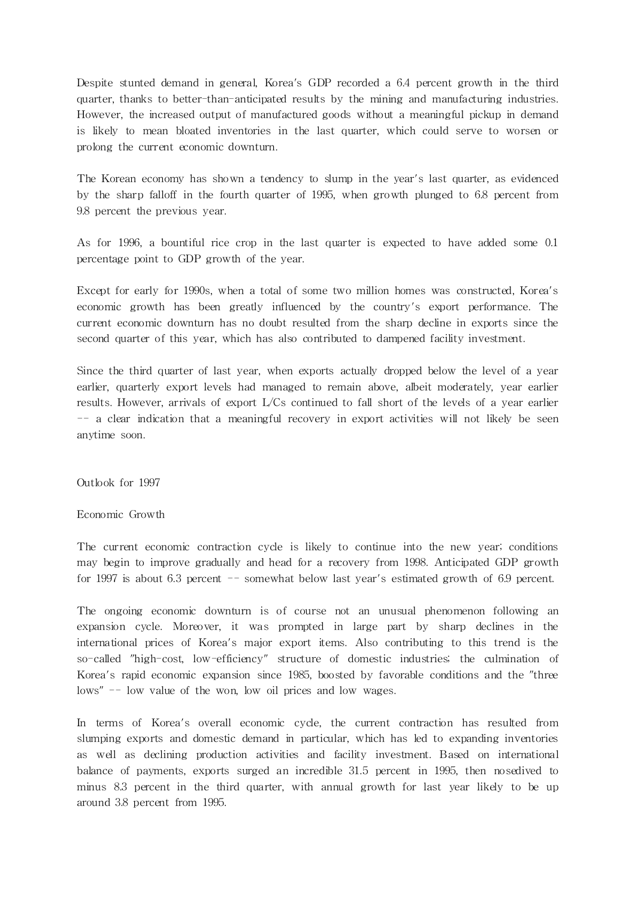Despite stunted demand in general, Korea's GDP recorded a 6.4 percent growth in the third quarter, thanks to better-than-anticipated results by the mining and manufacturing industries. However, the increased output of manufactured goods without a meaningful pickup in demand is likely to mean bloated inventories in the last quarter, which could serve to worsen or prolong the current economic downturn.

The Korean economy has shown a tendency to slump in the year's last quarter, as evidenced by the sharp falloff in the fourth quarter of 1995, when growth plunged to 6.8 percent from 9.8 percent the previous year.

As for 1996, a bountiful rice crop in the last quarter is expected to have added some 0.1 percentage point to GDP growth of the year.

Except for early for 1990s, when a total of some two million homes was constructed, Korea's economic growth has been greatly influenced by the country's export performance. The current economic downturn has no doubt resulted from the sharp decline in exports since the second quarter of this year, which has also contributed to dampened facility investment.

Since the third quarter of last year, when exports actually dropped below the level of a year earlier, quarterly export levels had managed to remain above, albeit moderately, year earlier results. However, arrivals of export L/Cs continued to fall short of the levels of a year earlier -- a clear indication that a meaningful recovery in export activities will not likely be seen anytime soon.

## Outlook for 1997

### Economic Growth

The current economic contraction cycle is likely to continue into the new year; conditions may begin to improve gradually and head for a recovery from 1998. Anticipated GDP growth for 1997 is about 6.3 percent -- somewhat below last year's estimated growth of 6.9 percent.

The ongoing economic downturn is of course not an unusual phenomenon following an expansion cycle. Moreover, it was prompted in large part by sharp declines in the international prices of Korea's major export items. Also contributing to this trend is the so-called "high-cost, low-efficiency" structure of domestic industries; the culmination of Korea's rapid economic expansion since 1985, boosted by favorable conditions and the "three lows" -- low value of the won, low oil prices and low wages.

In terms of Korea's overall economic cycle, the current contraction has resulted from slumping exports and domestic demand in particular, which has led to expanding inventories as well as declining production activities and facility investment. Based on international balance of payments, exports surged an incredible 31.5 percent in 1995, then nosedived to minus 8.3 percent in the third quarter, with annual growth for last year likely to be up around 3.8 percent from 1995.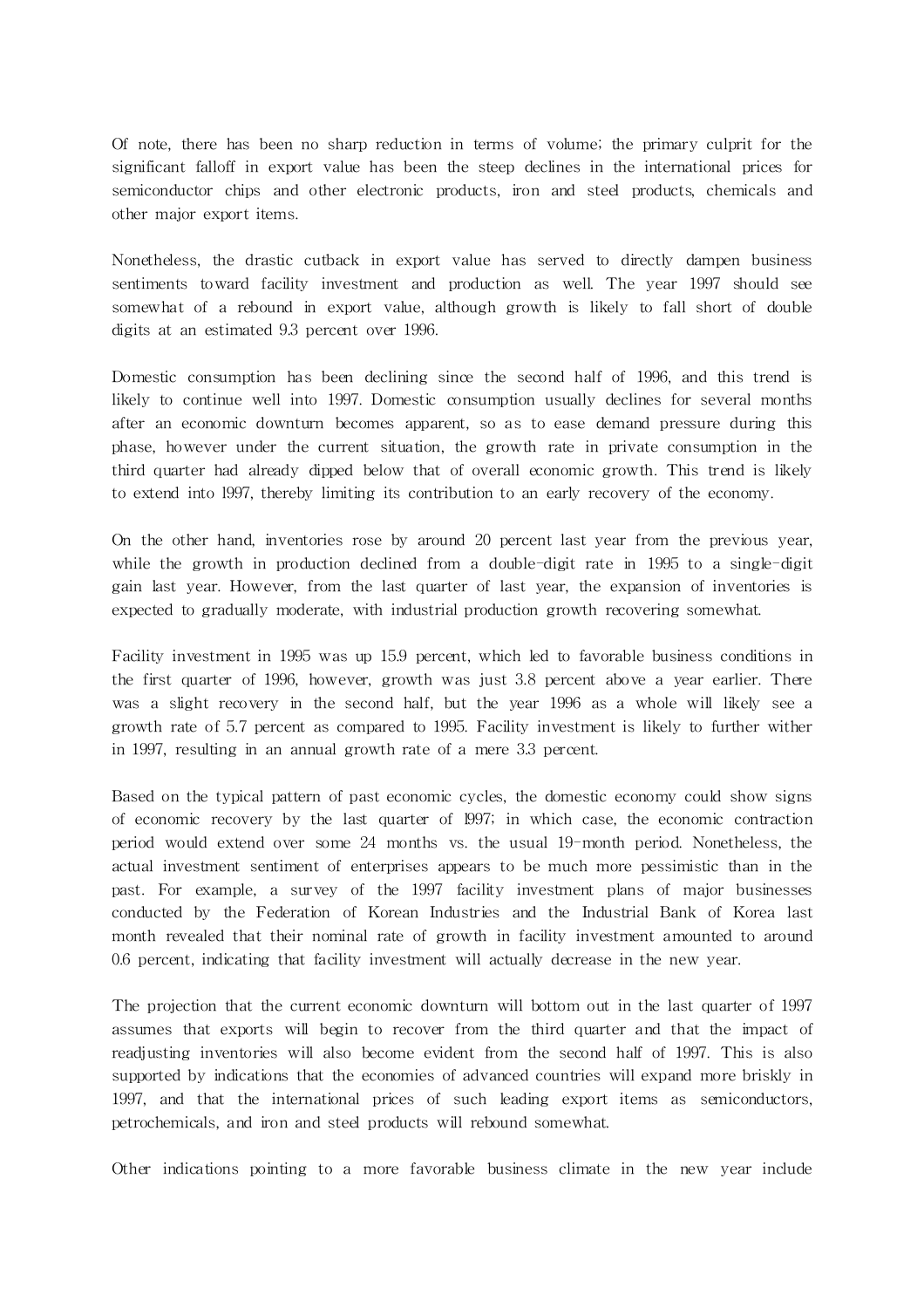Of note, there has been no sharp reduction in terms of volume; the primary culprit for the significant falloff in export value has been the steep declines in the international prices for semiconductor chips and other electronic products, iron and steel products, chemicals and other major export items.

Nonetheless, the drastic cutback in export value has served to directly dampen business sentiments toward facility investment and production as well. The year 1997 should see somewhat of a rebound in export value, although growth is likely to fall short of double digits at an estimated 9.3 percent over 1996.

Domestic consumption has been declining since the second half of 1996, and this trend is likely to continue well into 1997. Domestic consumption usually declines for several months after an economic downturn becomes apparent, so as to ease demand pressure during this phase, however under the current situation, the growth rate in private consumption in the third quarter had already dipped below that of overall economic growth. This trend is likely to extend into 1997, thereby limiting its contribution to an early recovery of the economy.

On the other hand, inventories rose by around 20 percent last year from the previous year, while the growth in production declined from a double-digit rate in 1995 to a single-digit gain last year. However, from the last quarter of last year, the expansion of inventories is expected to gradually moderate, with industrial production growth recovering somewhat.

Facility investment in 1995 was up 15.9 percent, which led to favorable business conditions in the first quarter of 1996, however, growth was just 3.8 percent above a year earlier. There was a slight recovery in the second half, but the year 1996 as a whole will likely see a growth rate of 5.7 percent as compared to 1995. Facility investment is likely to further wither in 1997, resulting in an annual growth rate of a mere 3.3 percent.

Based on the typical pattern of past economic cycles, the domestic economy could show signs of economic recovery by the last quarter of 1997; in which case, the economic contraction period would extend over some 24 months vs. the usual 19-month period. Nonetheless, the actual investment sentiment of enterprises appears to be much more pessimistic than in the past. For example, a survey of the 1997 facility investment plans of major businesses conducted by the Federation of Korean Industries and the Industrial Bank of Korea last month revealed that their nominal rate of growth in facility investment amounted to around 0.6 percent, indicating that facility investment will actually decrease in the new year.

The projection that the current economic downturn will bottom out in the last quarter of 1997 assumes that exports will begin to recover from the third quarter and that the impact of readjusting inventories will also become evident from the second half of 1997. This is also supported by indications that the economies of advanced countries will expand more briskly in 1997, and that the international prices of such leading export items as semiconductors, petrochemicals, and iron and steel products will rebound somewhat.

Other indications pointing to a more favorable business climate in the new year include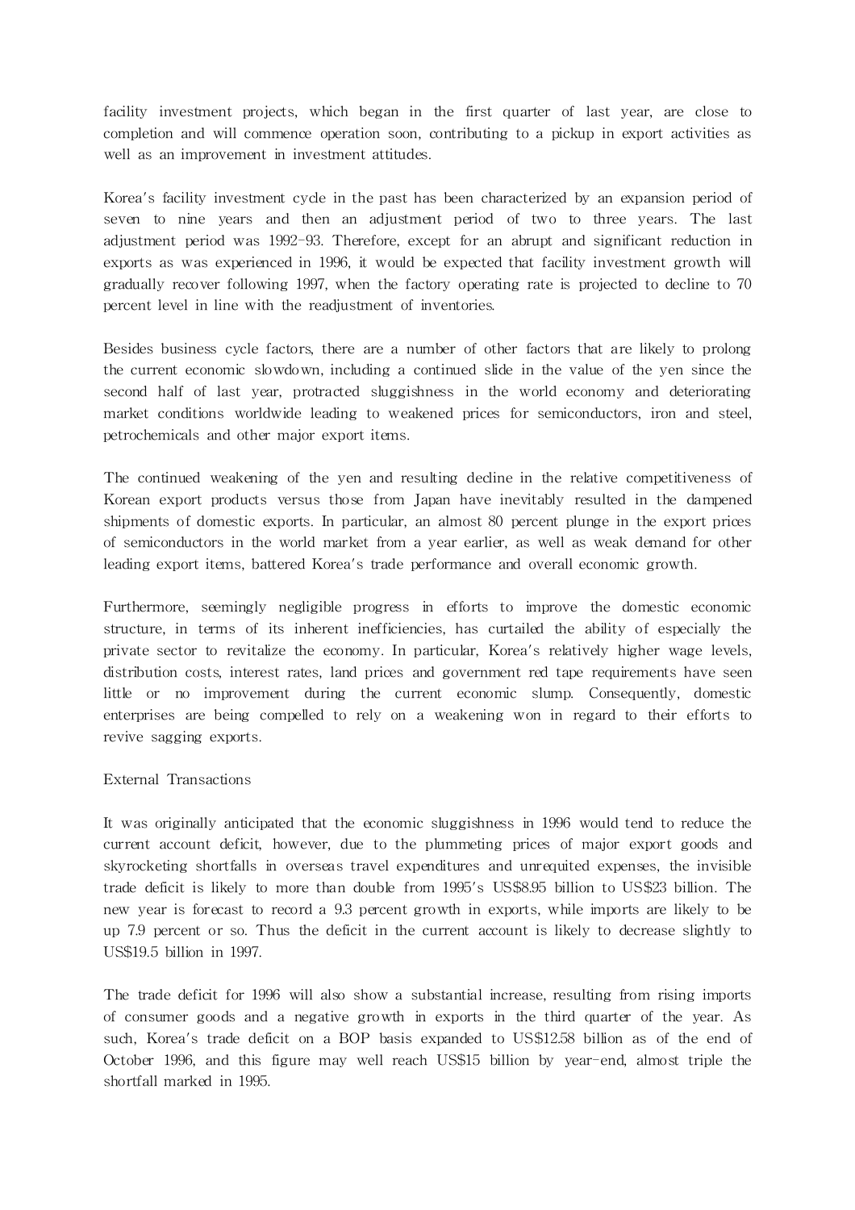facility investment projects, which began in the first quarter of last year, are close to completion and will commence operation soon, contributing to a pickup in export activities as well as an improvement in investment attitudes.

Korea's facility investment cycle in the past has been characterized by an expansion period of seven to nine years and then an adjustment period of two to three years. The last adjustment period was 1992-93. Therefore, except for an abrupt and significant reduction in exports as was experienced in 1996, it would be expected that facility investment growth will gradually recover following 1997, when the factory operating rate is projected to decline to 70 percent level in line with the readjustment of inventories.

Besides business cycle factors, there are a number of other factors that are likely to prolong the current economic slowdown, including a continued slide in the value of the yen since the second half of last year, protracted sluggishness in the world economy and deteriorating market conditions worldwide leading to weakened prices for semiconductors, iron and steel, petrochemicals and other major export items.

The continued weakening of the yen and resulting decline in the relative competitiveness of Korean export products versus those from Japan have inevitably resulted in the dampened shipments of domestic exports. In particular, an almost 80 percent plunge in the export prices of semiconductors in the world market from a year earlier, as well as weak demand for other leading export items, battered Korea's trade performance and overall economic growth.

Furthermore, seemingly negligible progress in efforts to improve the domestic economic structure, in terms of its inherent inefficiencies, has curtailed the ability of especially the private sector to revitalize the economy. In particular, Korea's relatively higher wage levels, distribution costs, interest rates, land prices and government red tape requirements have seen little or no improvement during the current economic slump. Consequently, domestic enterprises are being compelled to rely on a weakening won in regard to their efforts to revive sagging exports.

External Transactions

It was originally anticipated that the economic sluggishness in 1996 would tend to reduce the current account deficit, however, due to the plummeting prices of major export goods and skyrocketing shortfalls in overseas travel expenditures and unrequited expenses, the invisible trade deficit is likely to more than double from 1995's US$8.95 billion to US$23 billion. The new year is forecast to record a 9.3 percent growth in exports, while imports are likely to be up 7.9 percent or so. Thus the deficit in the current account is likely to decrease slightly to US$19.5 billion in 1997.

The trade deficit for 1996 will also show a substantial increase, resulting from rising imports of consumer goods and a negative growth in exports in the third quarter of the year. As such, Korea's trade deficit on a BOP basis expanded to US$12.58 billion as of the end of October 1996, and this figure may well reach US$15 billion by year-end, almost triple the shortfall marked in 1995.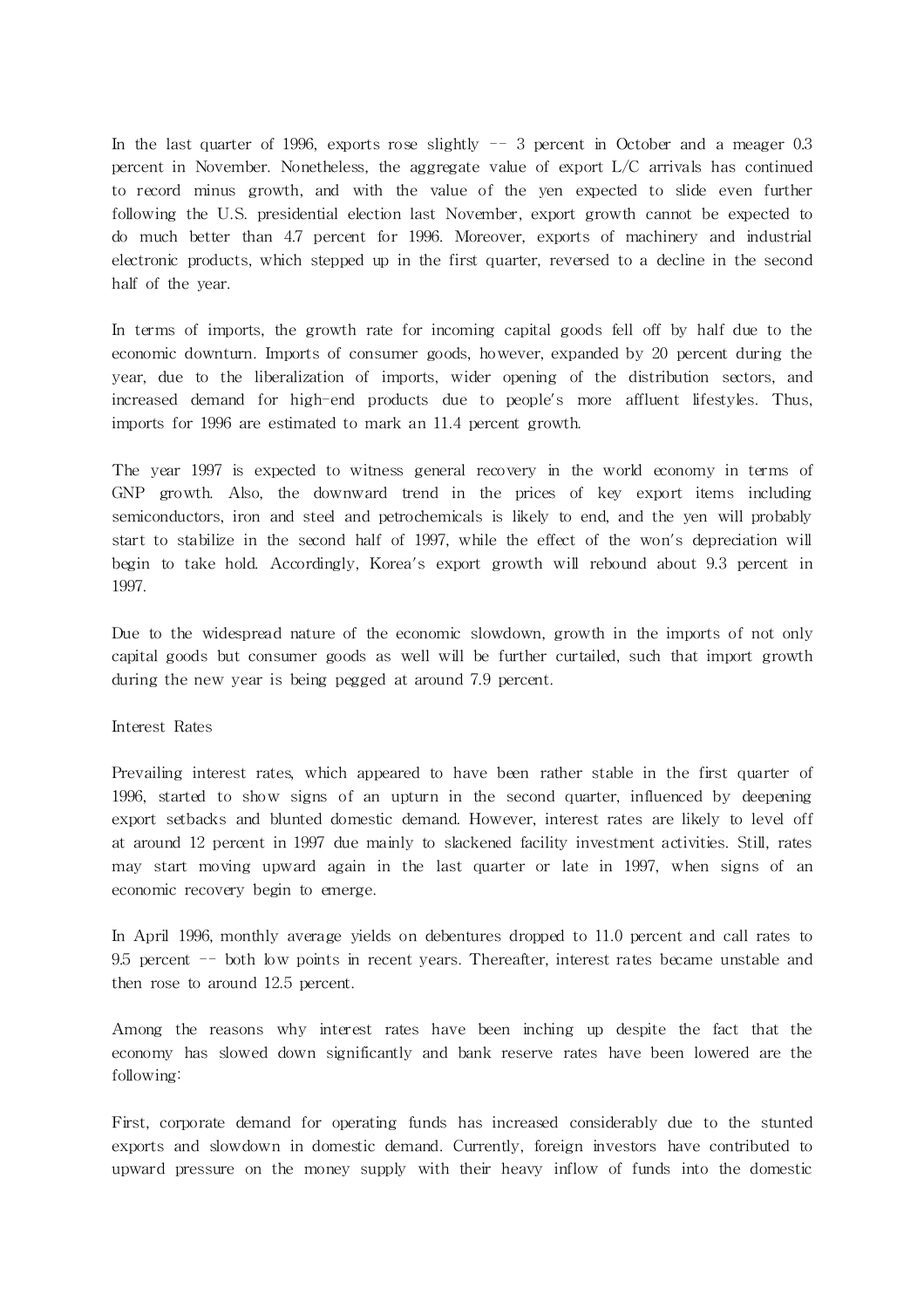In the last quarter of 1996, exports rose slightly -- 3 percent in October and a meager 0.3 percent in November. Nonetheless, the aggregate value of export L/C arrivals has continued to record minus growth, and with the value of the yen expected to slide even further following the U.S. presidential election last November, export growth cannot be expected to do much better than 4.7 percent for 1996. Moreover, exports of machinery and industrial electronic products, which stepped up in the first quarter, reversed to a decline in the second half of the year.

In terms of imports, the growth rate for incoming capital goods fell off by half due to the economic downturn. Imports of consumer goods, however, expanded by 20 percent during the year, due to the liberalization of imports, wider opening of the distribution sectors, and increased demand for high-end products due to people's more affluent lifestyles. Thus, imports for 1996 are estimated to mark an 11.4 percent growth.

The year 1997 is expected to witness general recovery in the world economy in terms of GNP growth. Also, the downward trend in the prices of key export items including semiconductors, iron and steel and petrochemicals is likely to end, and the yen will probably start to stabilize in the second half of 1997, while the effect of the won's depreciation will begin to take hold. Accordingly, Korea's export growth will rebound about 9.3 percent in 1997.

Due to the widespread nature of the economic slowdown, growth in the imports of not only capital goods but consumer goods as well will be further curtailed, such that import growth during the new year is being pegged at around 7.9 percent.

## Interest Rates

Prevailing interest rates, which appeared to have been rather stable in the first quarter of 1996, started to show signs of an upturn in the second quarter, influenced by deepening export setbacks and blunted domestic demand. However, interest rates are likely to level off at around 12 percent in 1997 due mainly to slackened facility investment activities. Still, rates may start moving upward again in the last quarter or late in 1997, when signs of an economic recovery begin to emerge.

In April 1996, monthly average yields on debentures dropped to 11.0 percent and call rates to 9.5 percent -- both low points in recent years. Thereafter, interest rates became unstable and then rose to around 12.5 percent.

Among the reasons why interest rates have been inching up despite the fact that the economy has slowed down significantly and bank reserve rates have been lowered are the following:

First, corporate demand for operating funds has increased considerably due to the stunted exports and slowdown in domestic demand. Currently, foreign investors have contributed to upward pressure on the money supply with their heavy inflow of funds into the domestic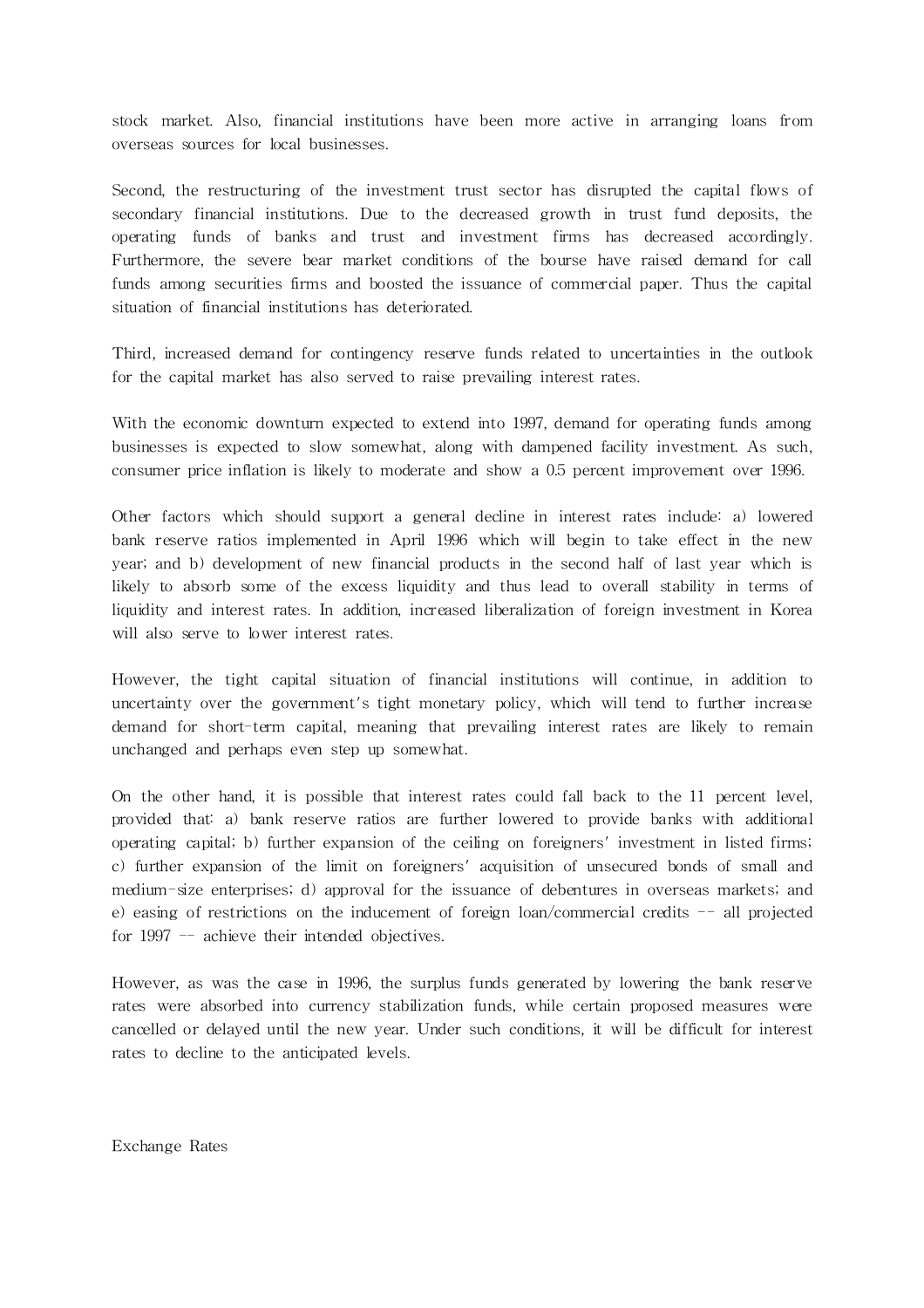stock market. Also, financial institutions have been more active in arranging loans from overseas sources for local businesses.

Second, the restructuring of the investment trust sector has disrupted the capital flows of secondary financial institutions. Due to the decreased growth in trust fund deposits, the operating funds of banks and trust and investment firms has decreased accordingly. Furthermore, the severe bear market conditions of the bourse have raised demand for call funds among securities firms and boosted the issuance of commercial paper. Thus the capital situation of financial institutions has deteriorated.

Third, increased demand for contingency reserve funds related to uncertainties in the outlook for the capital market has also served to raise prevailing interest rates.

With the economic downturn expected to extend into 1997, demand for operating funds among businesses is expected to slow somewhat, along with dampened facility investment. As such, consumer price inflation is likely to moderate and show a 0.5 percent improvement over 1996.

Other factors which should support a general decline in interest rates include: a) lowered bank reserve ratios implemented in April 1996 which will begin to take effect in the new year; and b) development of new financial products in the second half of last year which is likely to absorb some of the excess liquidity and thus lead to overall stability in terms of liquidity and interest rates. In addition, increased liberalization of foreign investment in Korea will also serve to lower interest rates.

However, the tight capital situation of financial institutions will continue, in addition to uncertainty over the government's tight monetary policy, which will tend to further increase demand for short-term capital, meaning that prevailing interest rates are likely to remain unchanged and perhaps even step up somewhat.

On the other hand, it is possible that interest rates could fall back to the 11 percent level, provided that: a) bank reserve ratios are further lowered to provide banks with additional operating capital; b) further expansion of the ceiling on foreigners' investment in listed firms; c) further expansion of the limit on foreigners' acquisition of unsecured bonds of small and medium-size enterprises; d) approval for the issuance of debentures in overseas markets; and e) easing of restrictions on the inducement of foreign loan/commercial credits -- all projected for 1997 -- achieve their intended objectives.

However, as was the case in 1996, the surplus funds generated by lowering the bank reserve rates were absorbed into currency stabilization funds, while certain proposed measures were cancelled or delayed until the new year. Under such conditions, it will be difficult for interest rates to decline to the anticipated levels.

## Exchange Rates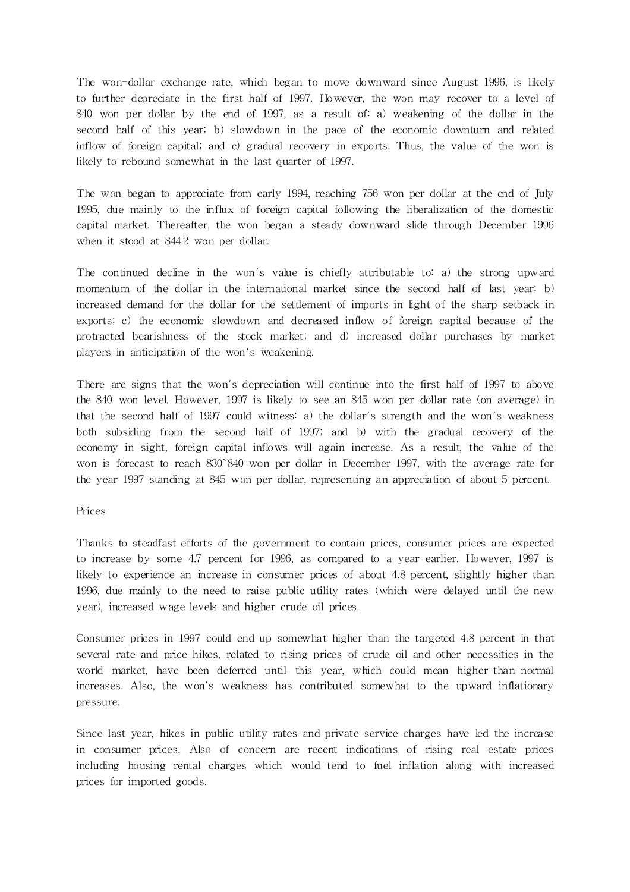The won-dollar exchange rate, which began to move downward since August 1996, is likely to further depreciate in the first half of 1997. However, the won may recover to a level of 840 won per dollar by the end of 1997, as a result of: a) weakening of the dollar in the second half of this year; b) slowdown in the pace of the economic downturn and related inflow of foreign capital; and c) gradual recovery in exports. Thus, the value of the won is likely to rebound somewhat in the last quarter of 1997.

The won began to appreciate from early 1994, reaching 756 won per dollar at the end of July 1995, due mainly to the influx of foreign capital following the liberalization of the domestic capital market. Thereafter, the won began a steady downward slide through December 1996 when it stood at 844.2 won per dollar.

The continued decline in the won's value is chiefly attributable to: a) the strong upward momentum of the dollar in the international market since the second half of last year; b) increased demand for the dollar for the settlement of imports in light of the sharp setback in exports; c) the economic slowdown and decreased inflow of foreign capital because of the protracted bearishness of the stock market; and d) increased dollar purchases by market players in anticipation of the won's weakening.

There are signs that the won's depreciation will continue into the first half of 1997 to above the 840 won level. However, 1997 is likely to see an 845 won per dollar rate (on average) in that the second half of 1997 could witness: a) the dollar's strength and the won's weakness both subsiding from the second half of 1997; and b) with the gradual recovery of the economy in sight, foreign capital inflows will again increase. As a result, the value of the won is forecast to reach 830~840 won per dollar in December 1997, with the average rate for the year 1997 standing at 845 won per dollar, representing an appreciation of about 5 percent.

Prices

Thanks to steadfast efforts of the government to contain prices, consumer prices are expected to increase by some 4.7 percent for 1996, as compared to a year earlier. However, 1997 is likely to experience an increase in consumer prices of about 4.8 percent, slightly higher than 1996, due mainly to the need to raise public utility rates (which were delayed until the new year), increased wage levels and higher crude oil prices.

Consumer prices in 1997 could end up somewhat higher than the targeted 4.8 percent in that several rate and price hikes, related to rising prices of crude oil and other necessities in the world market, have been deferred until this year, which could mean higher-than-normal increases. Also, the won's weakness has contributed somewhat to the upward inflationary pressure.

Since last year, hikes in public utility rates and private service charges have led the increase in consumer prices. Also of concern are recent indications of rising real estate prices including housing rental charges which would tend to fuel inflation along with increased prices for imported goods.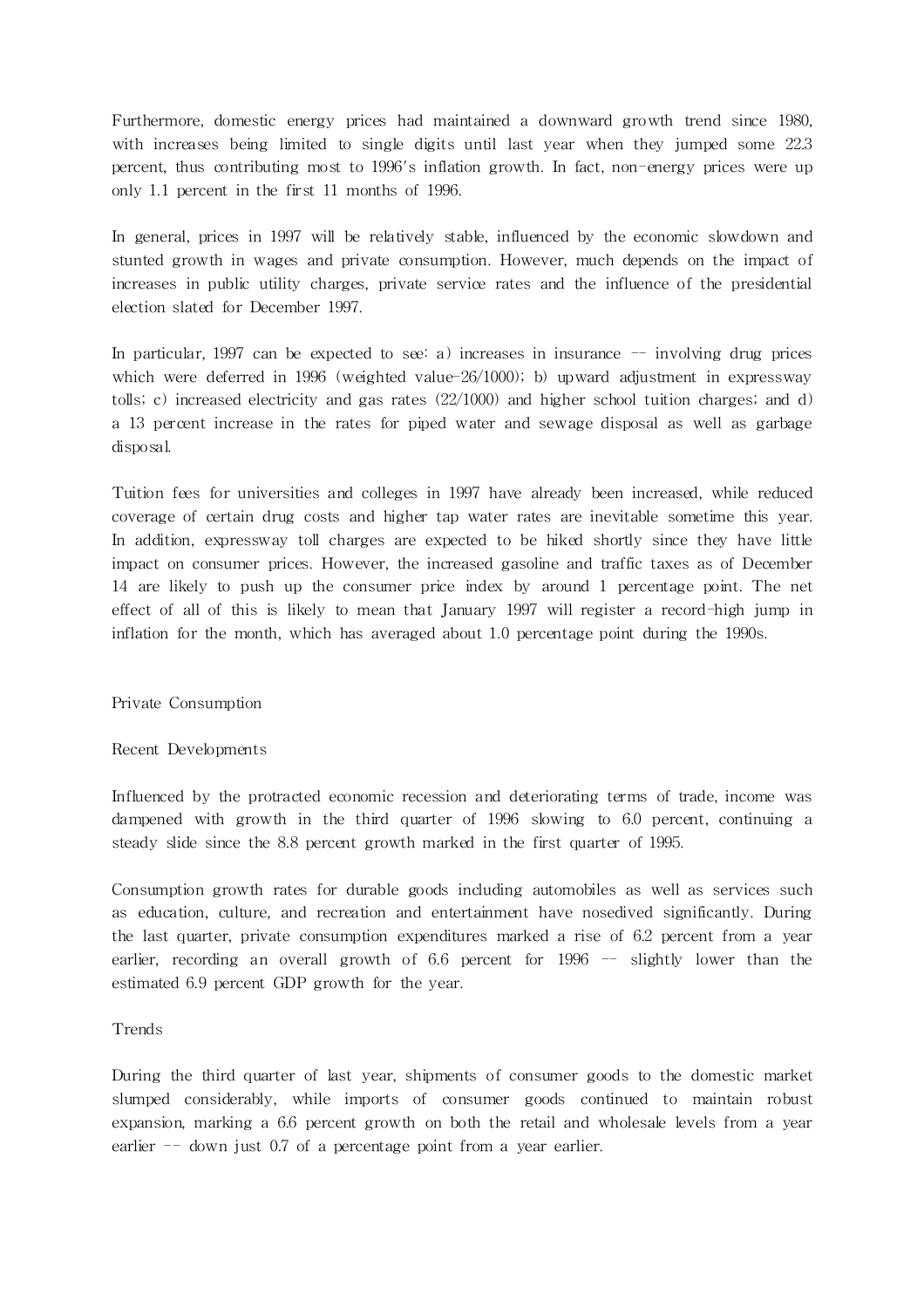Furthermore, domestic energy prices had maintained a downward growth trend since 1980, with increases being limited to single digits until last year when they jumped some 22.3 percent, thus contributing most to 1996's inflation growth. In fact, non-energy prices were up only 1.1 percent in the first 11 months of 1996.

In general, prices in 1997 will be relatively stable, influenced by the economic slowdown and stunted growth in wages and private consumption. However, much depends on the impact of increases in public utility charges, private service rates and the influence of the presidential election slated for December 1997.

In particular, 1997 can be expected to see: a) increases in insurance -- involving drug prices which were deferred in 1996 (weighted value-26/1000); b) upward adjustment in expressway tolls; c) increased electricity and gas rates (22/1000) and higher school tuition charges; and d) a 13 percent increase in the rates for piped water and sewage disposal as well as garbage disposal.

Tuition fees for universities and colleges in 1997 have already been increased, while reduced coverage of certain drug costs and higher tap water rates are inevitable sometime this year. In addition, expressway toll charges are expected to be hiked shortly since they have little impact on consumer prices. However, the increased gasoline and traffic taxes as of December 14 are likely to push up the consumer price index by around 1 percentage point. The net effect of all of this is likely to mean that January 1997 will register a record-high jump in inflation for the month, which has averaged about 1.0 percentage point during the 1990s.

## Private Consumption

### Recent Developments

Influenced by the protracted economic recession and deteriorating terms of trade, income was dampened with growth in the third quarter of 1996 slowing to 6.0 percent, continuing a steady slide since the 8.8 percent growth marked in the first quarter of 1995.

Consumption growth rates for durable goods including automobiles as well as services such as education, culture, and recreation and entertainment have nosedived significantly. During the last quarter, private consumption expenditures marked a rise of 6.2 percent from a year earlier, recording an overall growth of 6.6 percent for 1996 -- slightly lower than the estimated 6.9 percent GDP growth for the year.

### Trends

During the third quarter of last year, shipments of consumer goods to the domestic market slumped considerably, while imports of consumer goods continued to maintain robust expansion, marking a 6.6 percent growth on both the retail and wholesale levels from a year earlier -- down just 0.7 of a percentage point from a year earlier.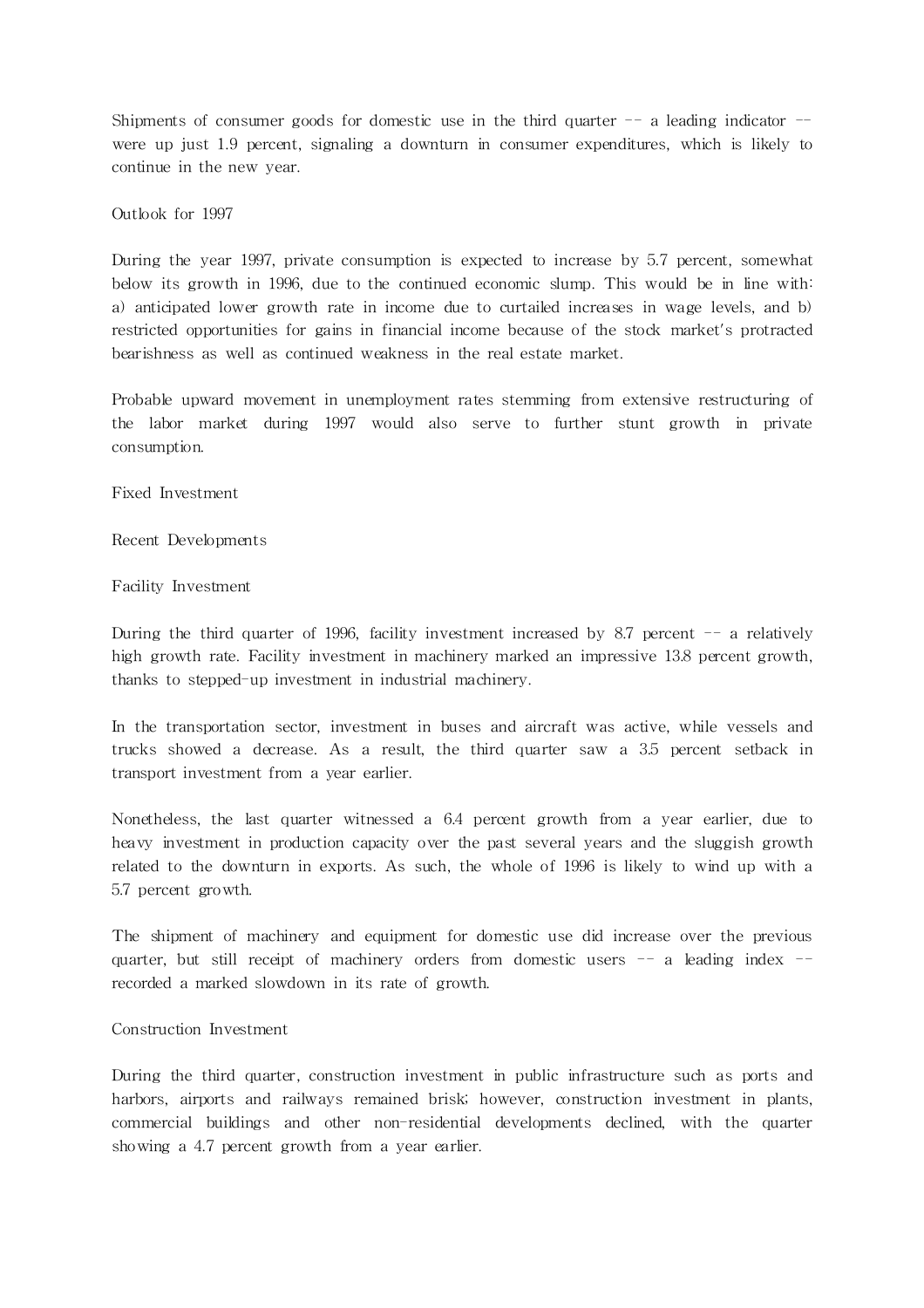Shipments of consumer goods for domestic use in the third quarter -- a leading indicator -- were up just 1.9 percent, signaling a downturn in consumer expenditures, which is likely to continue in the new year.

### Outlook for 1997

During the year 1997, private consumption is expected to increase by 5.7 percent, somewhat below its growth in 1996, due to the continued economic slump. This would be in line with: a) anticipated lower growth rate in income due to curtailed increases in wage levels, and b) restricted opportunities for gains in financial income because of the stock market's protracted bearishness as well as continued weakness in the real estate market.

Probable upward movement in unemployment rates stemming from extensive restructuring of the labor market during 1997 would also serve to further stunt growth in private consumption.

## Fixed Investment

### Recent Developments

#### Facility Investment

During the third quarter of 1996, facility investment increased by 8.7 percent -- a relatively high growth rate. Facility investment in machinery marked an impressive 13.8 percent growth, thanks to stepped-up investment in industrial machinery.

In the transportation sector, investment in buses and aircraft was active, while vessels and trucks showed a decrease. As a result, the third quarter saw a 3.5 percent setback in transport investment from a year earlier.

Nonetheless, the last quarter witnessed a 6.4 percent growth from a year earlier, due to heavy investment in production capacity over the past several years and the sluggish growth related to the downturn in exports. As such, the whole of 1996 is likely to wind up with a 5.7 percent growth.

The shipment of machinery and equipment for domestic use did increase over the previous quarter, but still receipt of machinery orders from domestic users -- a leading index -- recorded a marked slowdown in its rate of growth.

#### Construction Investment

During the third quarter, construction investment in public infrastructure such as ports and harbors, airports and railways remained brisk; however, construction investment in plants, commercial buildings and other non-residential developments declined, with the quarter showing a 4.7 percent growth from a year earlier.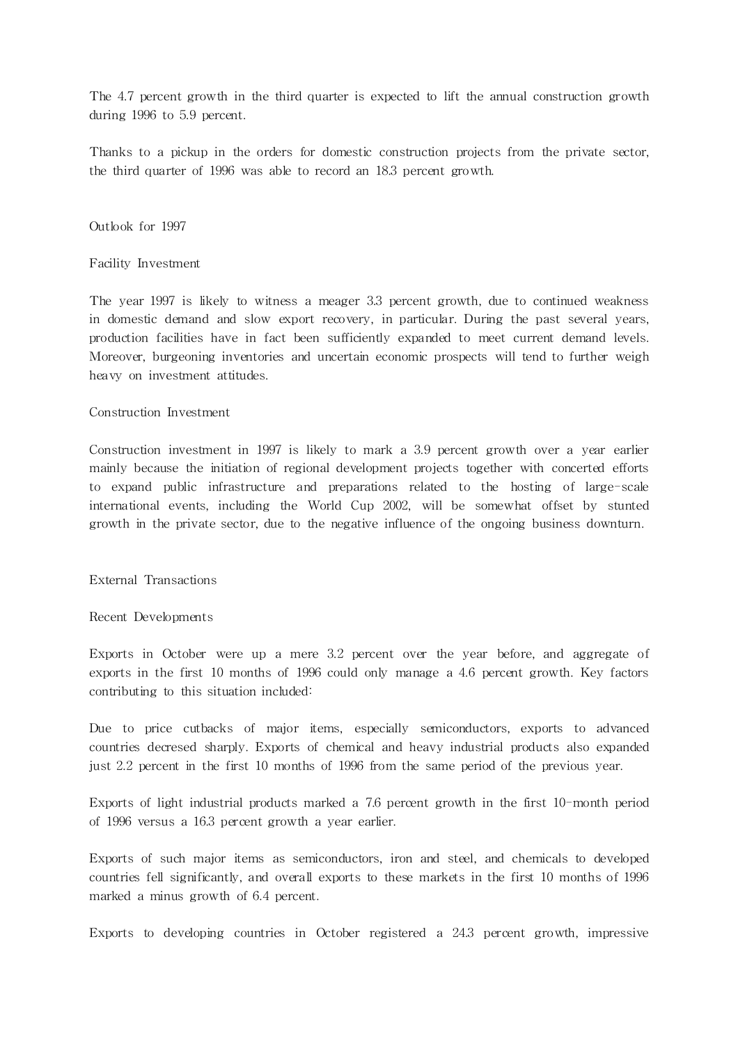The 4.7 percent growth in the third quarter is expected to lift the annual construction growth during 1996 to 5.9 percent.

Thanks to a pickup in the orders for domestic construction projects from the private sector, the third quarter of 1996 was able to record an 18.3 percent growth.

## Outlook for 1997

### Facility Investment

The year 1997 is likely to witness a meager 3.3 percent growth, due to continued weakness in domestic demand and slow export recovery, in particular. During the past several years, production facilities have in fact been sufficiently expanded to meet current demand levels. Moreover, burgeoning inventories and uncertain economic prospects will tend to further weigh heavy on investment attitudes.

### Construction Investment

Construction investment in 1997 is likely to mark a 3.9 percent growth over a year earlier mainly because the initiation of regional development projects together with concerted efforts to expand public infrastructure and preparations related to the hosting of large-scale international events, including the World Cup 2002, will be somewhat offset by stunted growth in the private sector, due to the negative influence of the ongoing business downturn.

## External Transactions

### Recent Developments

Exports in October were up a mere 3.2 percent over the year before, and aggregate of exports in the first 10 months of 1996 could only manage a 4.6 percent growth. Key factors contributing to this situation included:

Due to price cutbacks of major items, especially semiconductors, exports to advanced countries decresed sharply. Exports of chemical and heavy industrial products also expanded just 2.2 percent in the first 10 months of 1996 from the same period of the previous year.

Exports of light industrial products marked a 7.6 percent growth in the first 10-month period of 1996 versus a 16.3 percent growth a year earlier.

Exports of such major items as semiconductors, iron and steel, and chemicals to developed countries fell significantly, and overall exports to these markets in the first 10 months of 1996 marked a minus growth of 6.4 percent.

Exports to developing countries in October registered a 24.3 percent growth, impressive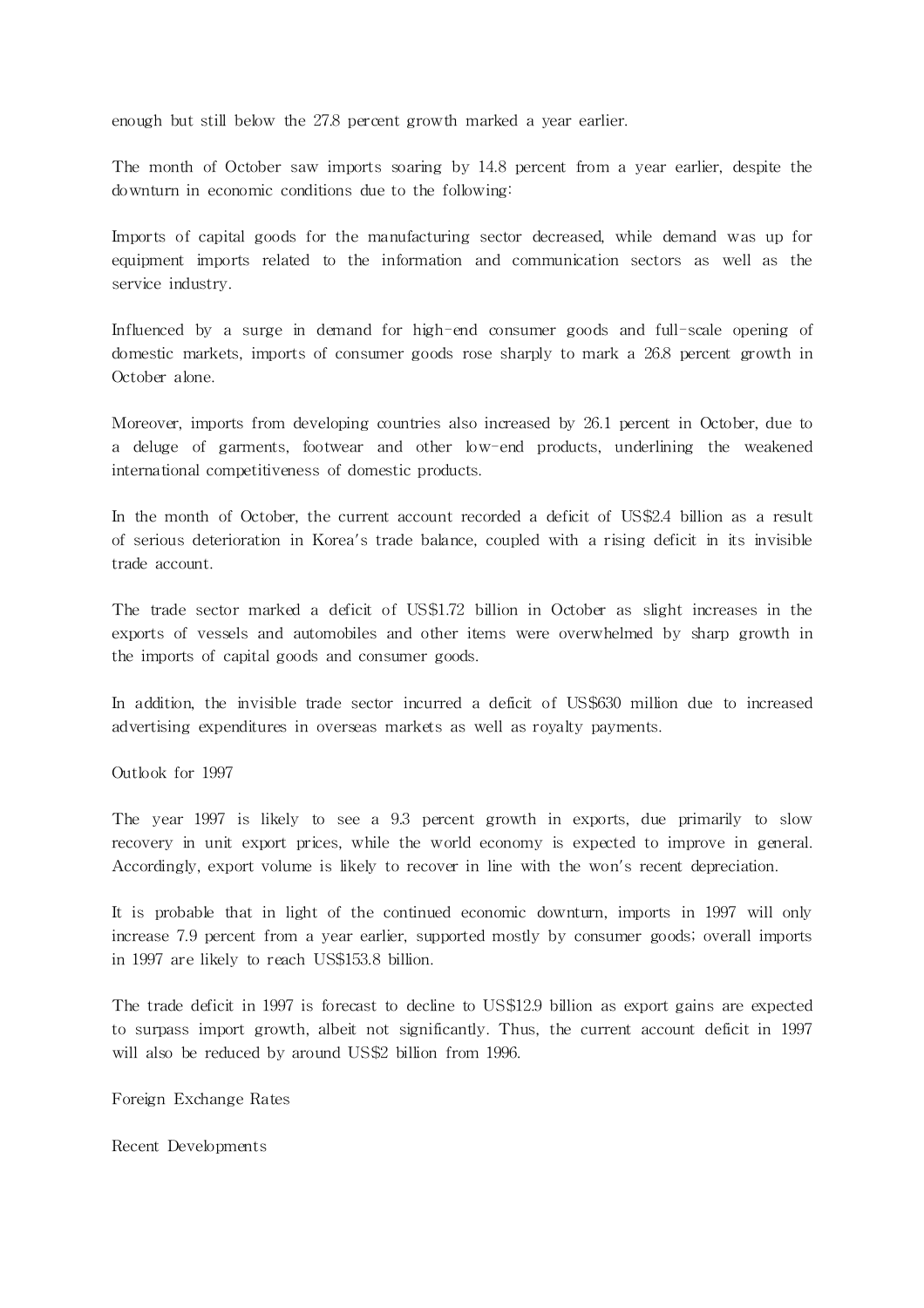enough but still below the 27.8 percent growth marked a year earlier.

The month of October saw imports soaring by 14.8 percent from a year earlier, despite the downturn in economic conditions due to the following:

Imports of capital goods for the manufacturing sector decreased, while demand was up for equipment imports related to the information and communication sectors as well as the service industry.

Influenced by a surge in demand for high-end consumer goods and full-scale opening of domestic markets, imports of consumer goods rose sharply to mark a 26.8 percent growth in October alone.

Moreover, imports from developing countries also increased by 26.1 percent in October, due to a deluge of garments, footwear and other low-end products, underlining the weakened international competitiveness of domestic products.

In the month of October, the current account recorded a deficit of US$2.4 billion as a result of serious deterioration in Korea's trade balance, coupled with a rising deficit in its invisible trade account.

The trade sector marked a deficit of US$1.72 billion in October as slight increases in the exports of vessels and automobiles and other items were overwhelmed by sharp growth in the imports of capital goods and consumer goods.

In addition, the invisible trade sector incurred a deficit of US$630 million due to increased advertising expenditures in overseas markets as well as royalty payments.

## Outlook for 1997

The year 1997 is likely to see a 9.3 percent growth in exports, due primarily to slow recovery in unit export prices, while the world economy is expected to improve in general. Accordingly, export volume is likely to recover in line with the won's recent depreciation.

It is probable that in light of the continued economic downturn, imports in 1997 will only increase 7.9 percent from a year earlier, supported mostly by consumer goods; overall imports in 1997 are likely to reach US$153.8 billion.

The trade deficit in 1997 is forecast to decline to US$12.9 billion as export gains are expected to surpass import growth, albeit not significantly. Thus, the current account deficit in 1997 will also be reduced by around US$2 billion from 1996.

# Foreign Exchange Rates

## Recent Developments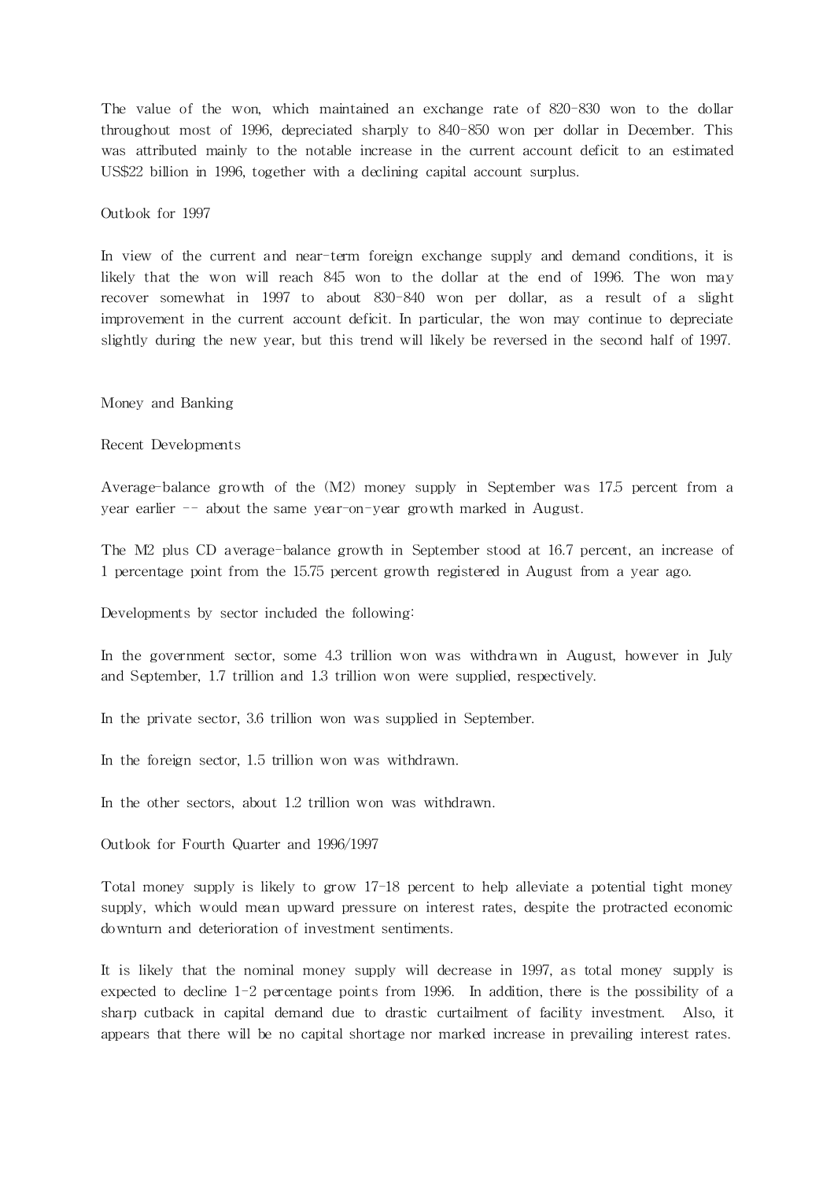The value of the won, which maintained an exchange rate of 820-830 won to the dollar throughout most of 1996, depreciated sharply to 840-850 won per dollar in December. This was attributed mainly to the notable increase in the current account deficit to an estimated US$22 billion in 1996, together with a declining capital account surplus.

### Outlook for 1997

In view of the current and near-term foreign exchange supply and demand conditions, it is likely that the won will reach 845 won to the dollar at the end of 1996. The won may recover somewhat in 1997 to about 830-840 won per dollar, as a result of a slight improvement in the current account deficit. In particular, the won may continue to depreciate slightly during the new year, but this trend will likely be reversed in the second half of 1997.

## Money and Banking

### Recent Developments

Average-balance growth of the (M2) money supply in September was 17.5 percent from a year earlier -- about the same year-on-year growth marked in August.

The M2 plus CD average-balance growth in September stood at 16.7 percent, an increase of 1 percentage point from the 15.75 percent growth registered in August from a year ago.

Developments by sector included the following:

In the government sector, some 4.3 trillion won was withdrawn in August, however in July and September, 1.7 trillion and 1.3 trillion won were supplied, respectively.

In the private sector, 3.6 trillion won was supplied in September.

In the foreign sector, 1.5 trillion won was withdrawn.

In the other sectors, about 1.2 trillion won was withdrawn.

### Outlook for Fourth Quarter and 1996/1997

Total money supply is likely to grow 17-18 percent to help alleviate a potential tight money supply, which would mean upward pressure on interest rates, despite the protracted economic downturn and deterioration of investment sentiments.

It is likely that the nominal money supply will decrease in 1997, as total money supply is expected to decline 1-2 percentage points from 1996. In addition, there is the possibility of a sharp cutback in capital demand due to drastic curtailment of facility investment. Also, it appears that there will be no capital shortage nor marked increase in prevailing interest rates.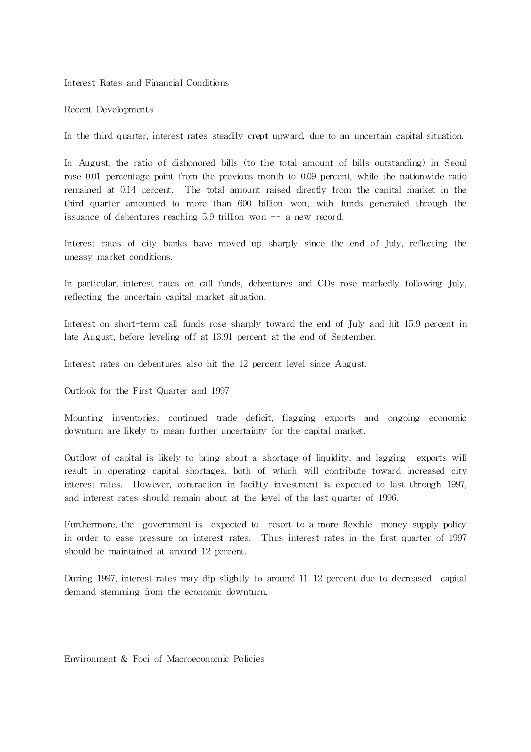## Interest Rates and Financial Conditions

### Recent Developments

In the third quarter, interest rates steadily crept upward, due to an uncertain capital situation.

In August, the ratio of dishonored bills (to the total amount of bills outstanding) in Seoul rose 0.01 percentage point from the previous month to 0.09 percent, while the nationwide ratio remained at 0.14 percent. The total amount raised directly from the capital market in the third quarter amounted to more than 600 billion won, with funds generated through the issuance of debentures reaching 5.9 trillion won -- a new record.

Interest rates of city banks have moved up sharply since the end of July, reflecting the uneasy market conditions.

In particular, interest rates on call funds, debentures and CDs rose markedly following July, reflecting the uncertain capital market situation.

Interest on short-term call funds rose sharply toward the end of July and hit 15.9 percent in late August, before leveling off at 13.91 percent at the end of September.

Interest rates on debentures also hit the 12 percent level since August.

### Outlook for the First Quarter and 1997

Mounting inventories, continued trade deficit, flagging exports and ongoing economic downturn are likely to mean further uncertainty for the capital market.

Outflow of capital is likely to bring about a shortage of liquidity, and lagging exports will result in operating capital shortages, both of which will contribute toward increased city interest rates. However, contraction in facility investment is expected to last through 1997, and interest rates should remain about at the level of the last quarter of 1996.

Furthermore, the government is expected to resort to a more flexible money supply policy in order to ease pressure on interest rates. Thus interest rates in the first quarter of 1997 should be maintained at around 12 percent.

During 1997, interest rates may dip slightly to around 11-12 percent due to decreased capital demand stemming from the economic downturn.

## Environment & Foci of Macroeconomic Policies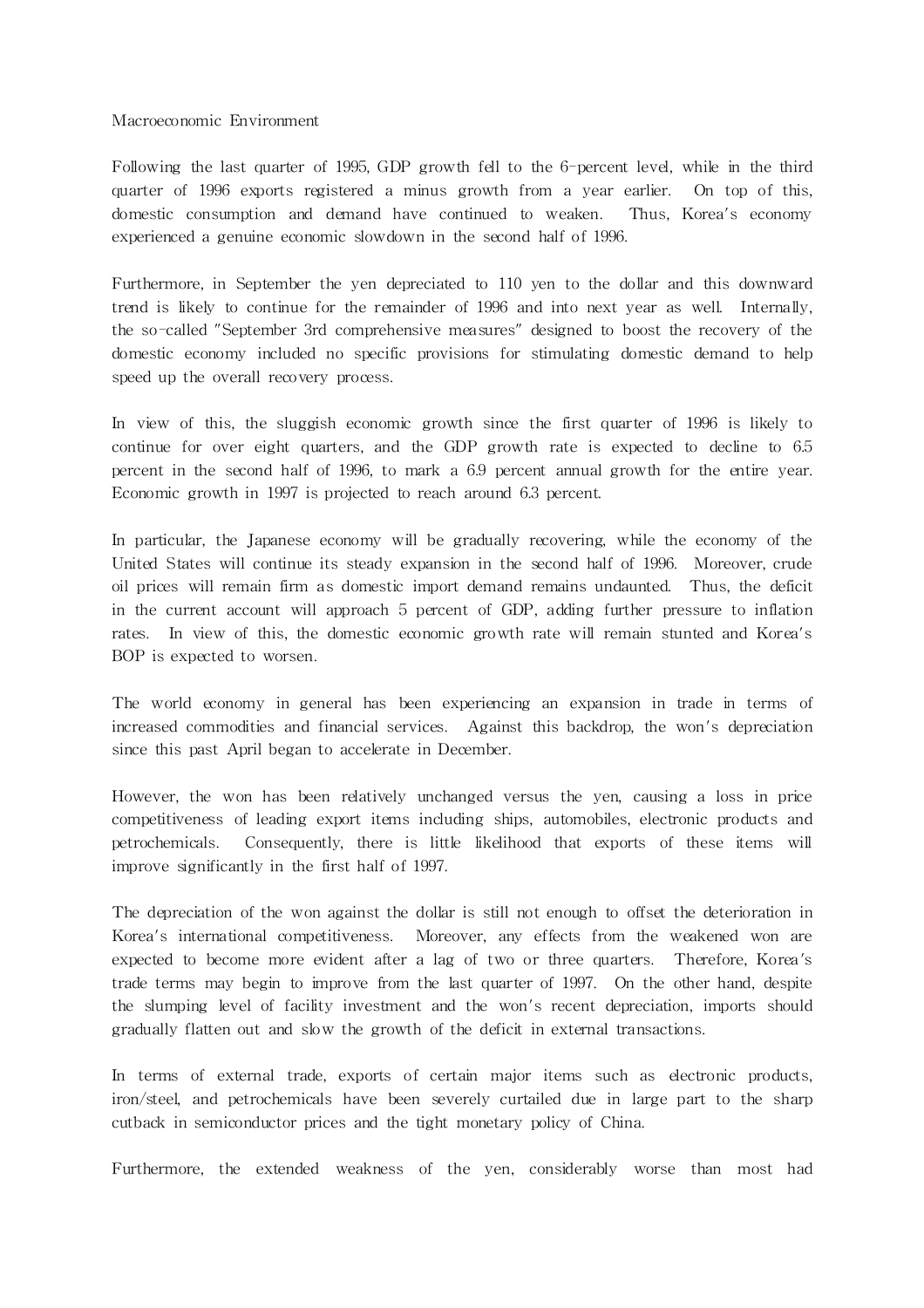Macroeconomic Environment

Following the last quarter of 1995, GDP growth fell to the 6-percent level, while in the third quarter of 1996 exports registered a minus growth from a year earlier. On top of this, domestic consumption and demand have continued to weaken. Thus, Korea's economy experienced a genuine economic slowdown in the second half of 1996.

Furthermore, in September the yen depreciated to 110 yen to the dollar and this downward trend is likely to continue for the remainder of 1996 and into next year as well. Internally, the so-called "September 3rd comprehensive measures" designed to boost the recovery of the domestic economy included no specific provisions for stimulating domestic demand to help speed up the overall recovery process.

In view of this, the sluggish economic growth since the first quarter of 1996 is likely to continue for over eight quarters, and the GDP growth rate is expected to decline to 6.5 percent in the second half of 1996, to mark a 6.9 percent annual growth for the entire year. Economic growth in 1997 is projected to reach around 6.3 percent.

In particular, the Japanese economy will be gradually recovering, while the economy of the United States will continue its steady expansion in the second half of 1996. Moreover, crude oil prices will remain firm as domestic import demand remains undaunted. Thus, the deficit in the current account will approach 5 percent of GDP, adding further pressure to inflation rates. In view of this, the domestic economic growth rate will remain stunted and Korea's BOP is expected to worsen.

The world economy in general has been experiencing an expansion in trade in terms of increased commodities and financial services. Against this backdrop, the won's depreciation since this past April began to accelerate in December.

However, the won has been relatively unchanged versus the yen, causing a loss in price competitiveness of leading export items including ships, automobiles, electronic products and petrochemicals. Consequently, there is little likelihood that exports of these items will improve significantly in the first half of 1997.

The depreciation of the won against the dollar is still not enough to offset the deterioration in Korea's international competitiveness. Moreover, any effects from the weakened won are expected to become more evident after a lag of two or three quarters. Therefore, Korea's trade terms may begin to improve from the last quarter of 1997. On the other hand, despite the slumping level of facility investment and the won's recent depreciation, imports should gradually flatten out and slow the growth of the deficit in external transactions.

In terms of external trade, exports of certain major items such as electronic products, iron/steel, and petrochemicals have been severely curtailed due in large part to the sharp cutback in semiconductor prices and the tight monetary policy of China.

Furthermore, the extended weakness of the yen, considerably worse than most had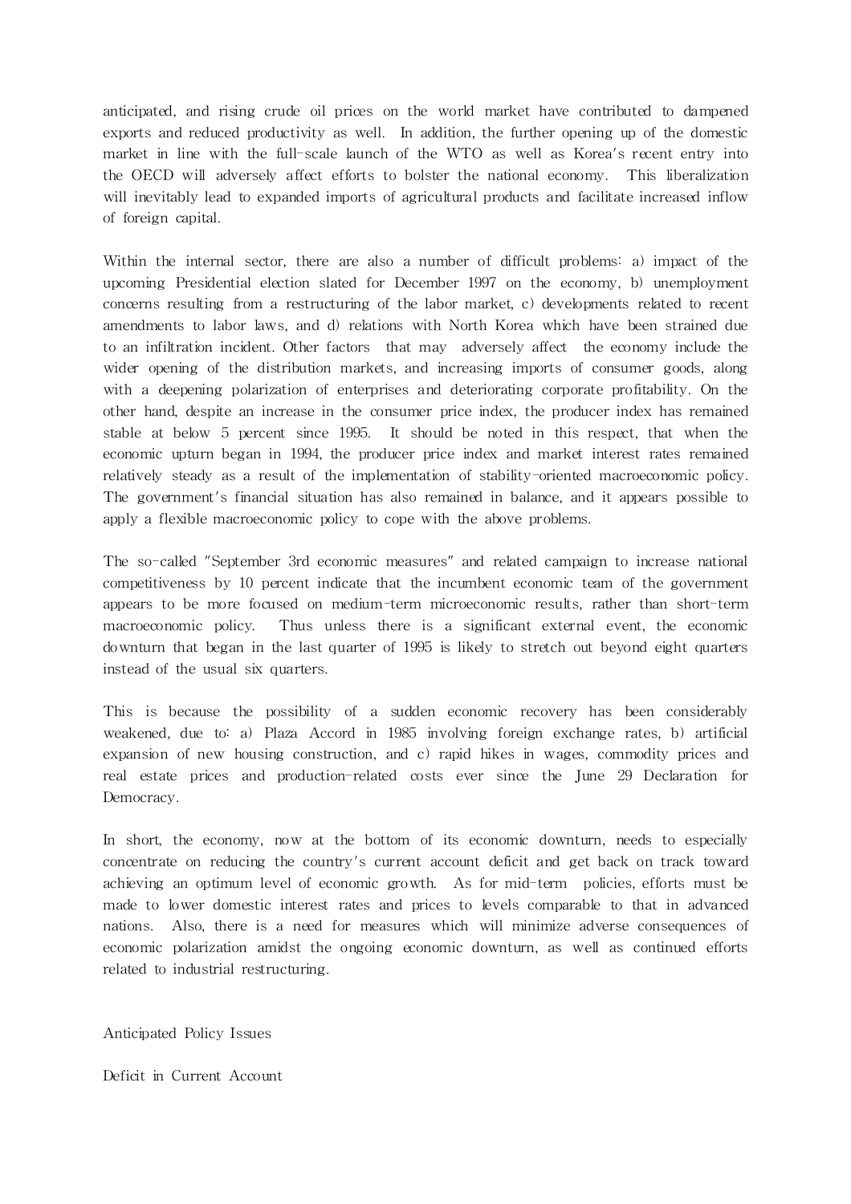anticipated, and rising crude oil prices on the world market have contributed to dampened exports and reduced productivity as well. In addition, the further opening up of the domestic market in line with the full-scale launch of the WTO as well as Korea's recent entry into the OECD will adversely affect efforts to bolster the national economy. This liberalization will inevitably lead to expanded imports of agricultural products and facilitate increased inflow of foreign capital.

Within the internal sector, there are also a number of difficult problems: a) impact of the upcoming Presidential election slated for December 1997 on the economy, b) unemployment concerns resulting from a restructuring of the labor market, c) developments related to recent amendments to labor laws, and d) relations with North Korea which have been strained due to an infiltration incident. Other factors that may adversely affect the economy include the wider opening of the distribution markets, and increasing imports of consumer goods, along with a deepening polarization of enterprises and deteriorating corporate profitability. On the other hand, despite an increase in the consumer price index, the producer index has remained stable at below 5 percent since 1995. It should be noted in this respect, that when the economic upturn began in 1994, the producer price index and market interest rates remained relatively steady as a result of the implementation of stability-oriented macroeconomic policy. The government's financial situation has also remained in balance, and it appears possible to apply a flexible macroeconomic policy to cope with the above problems.

The so-called "September 3rd economic measures" and related campaign to increase national competitiveness by 10 percent indicate that the incumbent economic team of the government appears to be more focused on medium-term microeconomic results, rather than short-term macroeconomic policy. Thus unless there is a significant external event, the economic downturn that began in the last quarter of 1995 is likely to stretch out beyond eight quarters instead of the usual six quarters.

This is because the possibility of a sudden economic recovery has been considerably weakened, due to: a) Plaza Accord in 1985 involving foreign exchange rates, b) artificial expansion of new housing construction, and c) rapid hikes in wages, commodity prices and real estate prices and production-related costs ever since the June 29 Declaration for Democracy.

In short, the economy, now at the bottom of its economic downturn, needs to especially concentrate on reducing the country's current account deficit and get back on track toward achieving an optimum level of economic growth. As for mid-term policies, efforts must be made to lower domestic interest rates and prices to levels comparable to that in advanced nations. Also, there is a need for measures which will minimize adverse consequences of economic polarization amidst the ongoing economic downturn, as well as continued efforts related to industrial restructuring.

## Anticipated Policy Issues

### Deficit in Current Account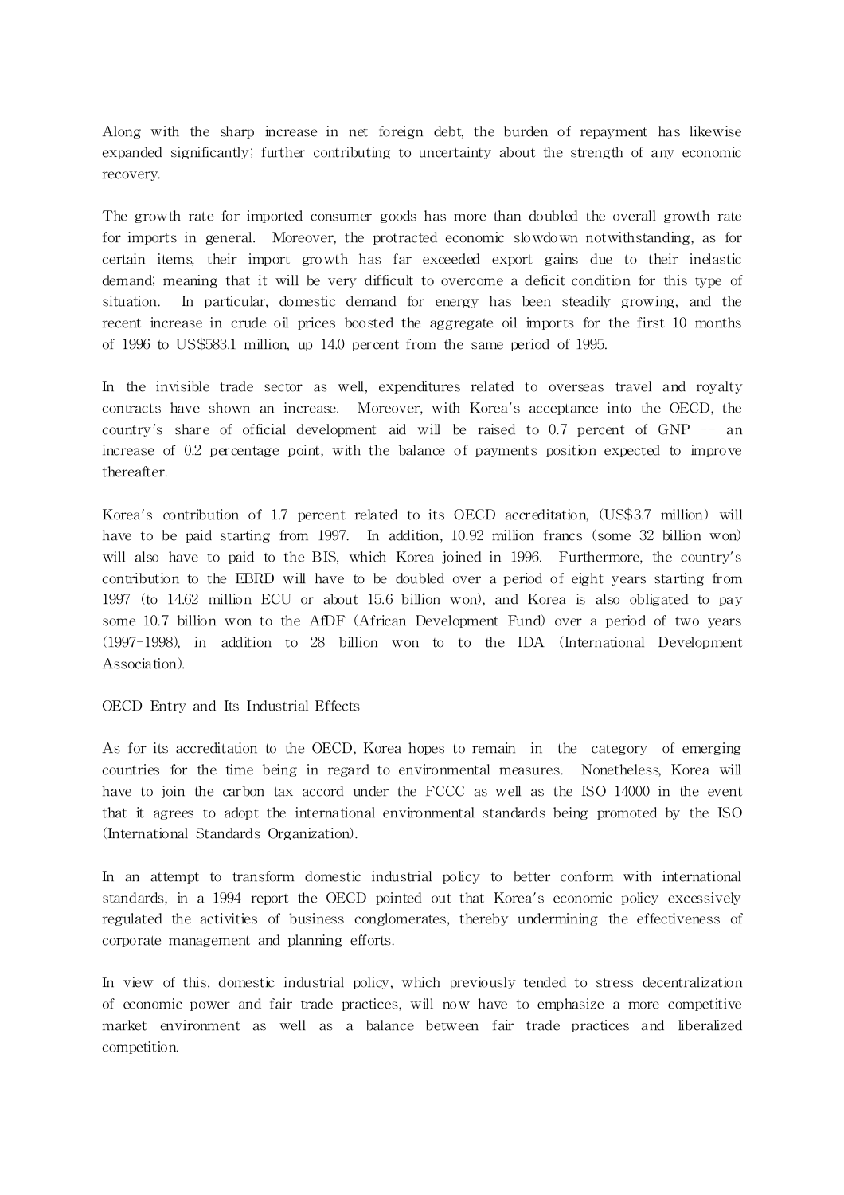Along with the sharp increase in net foreign debt, the burden of repayment has likewise expanded significantly; further contributing to uncertainty about the strength of any economic recovery.

The growth rate for imported consumer goods has more than doubled the overall growth rate for imports in general. Moreover, the protracted economic slowdown notwithstanding, as for certain items, their import growth has far exceeded export gains due to their inelastic demand; meaning that it will be very difficult to overcome a deficit condition for this type of situation. In particular, domestic demand for energy has been steadily growing, and the recent increase in crude oil prices boosted the aggregate oil imports for the first 10 months of 1996 to US$583.1 million, up 14.0 percent from the same period of 1995.

In the invisible trade sector as well, expenditures related to overseas travel and royalty contracts have shown an increase. Moreover, with Korea's acceptance into the OECD, the country's share of official development aid will be raised to 0.7 percent of GNP -- an increase of 0.2 percentage point, with the balance of payments position expected to improve thereafter.

Korea's contribution of 1.7 percent related to its OECD accreditation, (US$3.7 million) will have to be paid starting from 1997. In addition, 10.92 million francs (some 32 billion won) will also have to paid to the BIS, which Korea joined in 1996. Furthermore, the country's contribution to the EBRD will have to be doubled over a period of eight years starting from 1997 (to 14.62 million ECU or about 15.6 billion won), and Korea is also obligated to pay some 10.7 billion won to the AfDF (African Development Fund) over a period of two years (1997-1998), in addition to 28 billion won to to the IDA (International Development Association).

## OECD Entry and Its Industrial Effects

As for its accreditation to the OECD, Korea hopes to remain in the category of emerging countries for the time being in regard to environmental measures. Nonetheless, Korea will have to join the carbon tax accord under the FCCC as well as the ISO 14000 in the event that it agrees to adopt the international environmental standards being promoted by the ISO (International Standards Organization).

In an attempt to transform domestic industrial policy to better conform with international standards, in a 1994 report the OECD pointed out that Korea's economic policy excessively regulated the activities of business conglomerates, thereby undermining the effectiveness of corporate management and planning efforts.

In view of this, domestic industrial policy, which previously tended to stress decentralization of economic power and fair trade practices, will now have to emphasize a more competitive market environment as well as a balance between fair trade practices and liberalized competition.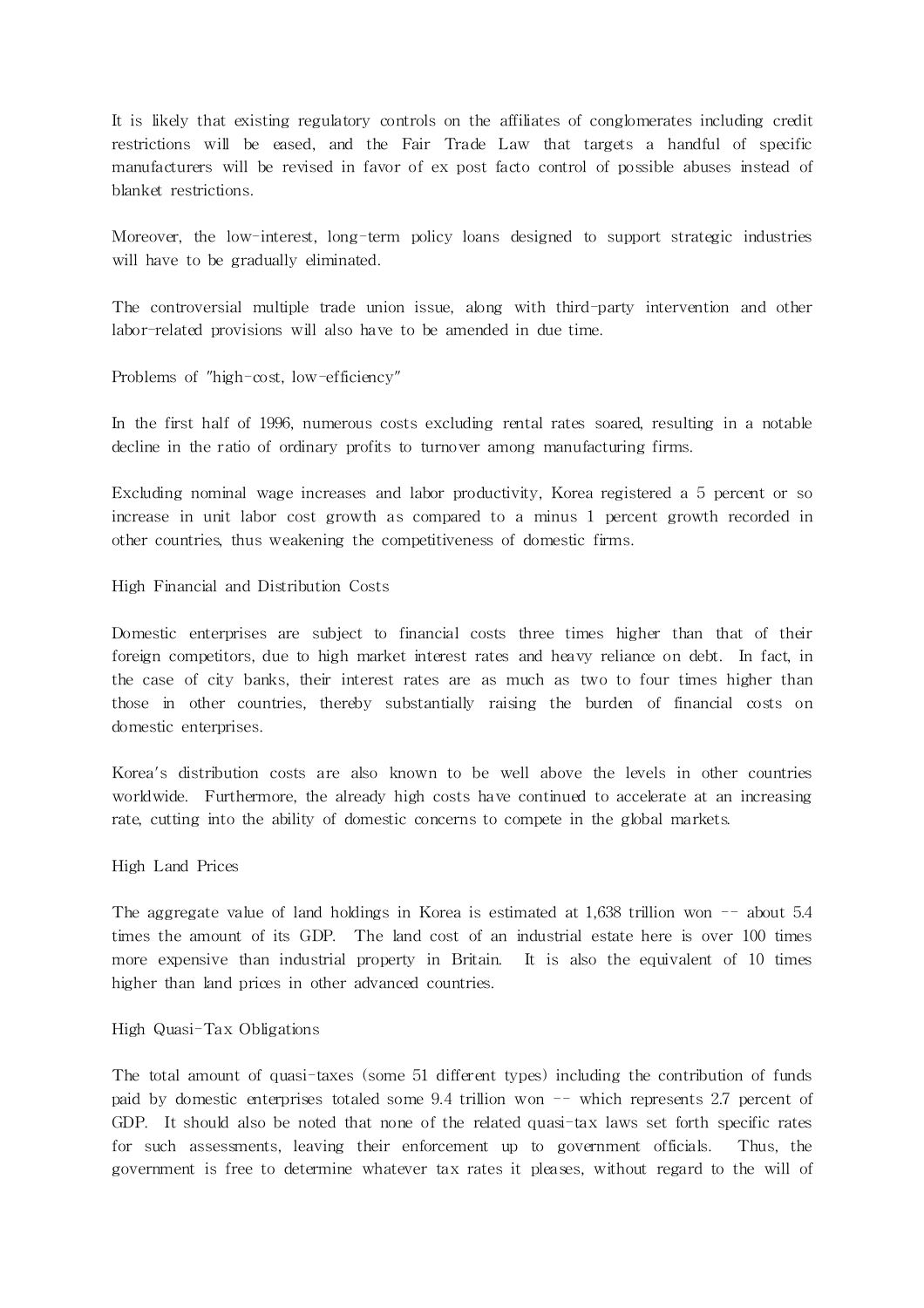It is likely that existing regulatory controls on the affiliates of conglomerates including credit restrictions will be eased, and the Fair Trade Law that targets a handful of specific manufacturers will be revised in favor of ex post facto control of possible abuses instead of blanket restrictions.

Moreover, the low-interest, long-term policy loans designed to support strategic industries will have to be gradually eliminated.

The controversial multiple trade union issue, along with third-party intervention and other labor-related provisions will also have to be amended in due time.

## Problems of "high-cost, low-efficiency"

In the first half of 1996, numerous costs excluding rental rates soared, resulting in a notable decline in the ratio of ordinary profits to turnover among manufacturing firms.

Excluding nominal wage increases and labor productivity, Korea registered a 5 percent or so increase in unit labor cost growth as compared to a minus 1 percent growth recorded in other countries, thus weakening the competitiveness of domestic firms.

### High Financial and Distribution Costs

Domestic enterprises are subject to financial costs three times higher than that of their foreign competitors, due to high market interest rates and heavy reliance on debt. In fact, in the case of city banks, their interest rates are as much as two to four times higher than those in other countries, thereby substantially raising the burden of financial costs on domestic enterprises.

Korea's distribution costs are also known to be well above the levels in other countries worldwide. Furthermore, the already high costs have continued to accelerate at an increasing rate, cutting into the ability of domestic concerns to compete in the global markets.

### High Land Prices

The aggregate value of land holdings in Korea is estimated at 1,638 trillion won -- about 5.4 times the amount of its GDP. The land cost of an industrial estate here is over 100 times more expensive than industrial property in Britain. It is also the equivalent of 10 times higher than land prices in other advanced countries.

### High Quasi-Tax Obligations

The total amount of quasi-taxes (some 51 different types) including the contribution of funds paid by domestic enterprises totaled some 9.4 trillion won -- which represents 2.7 percent of GDP. It should also be noted that none of the related quasi-tax laws set forth specific rates for such assessments, leaving their enforcement up to government officials. Thus, the government is free to determine whatever tax rates it pleases, without regard to the will of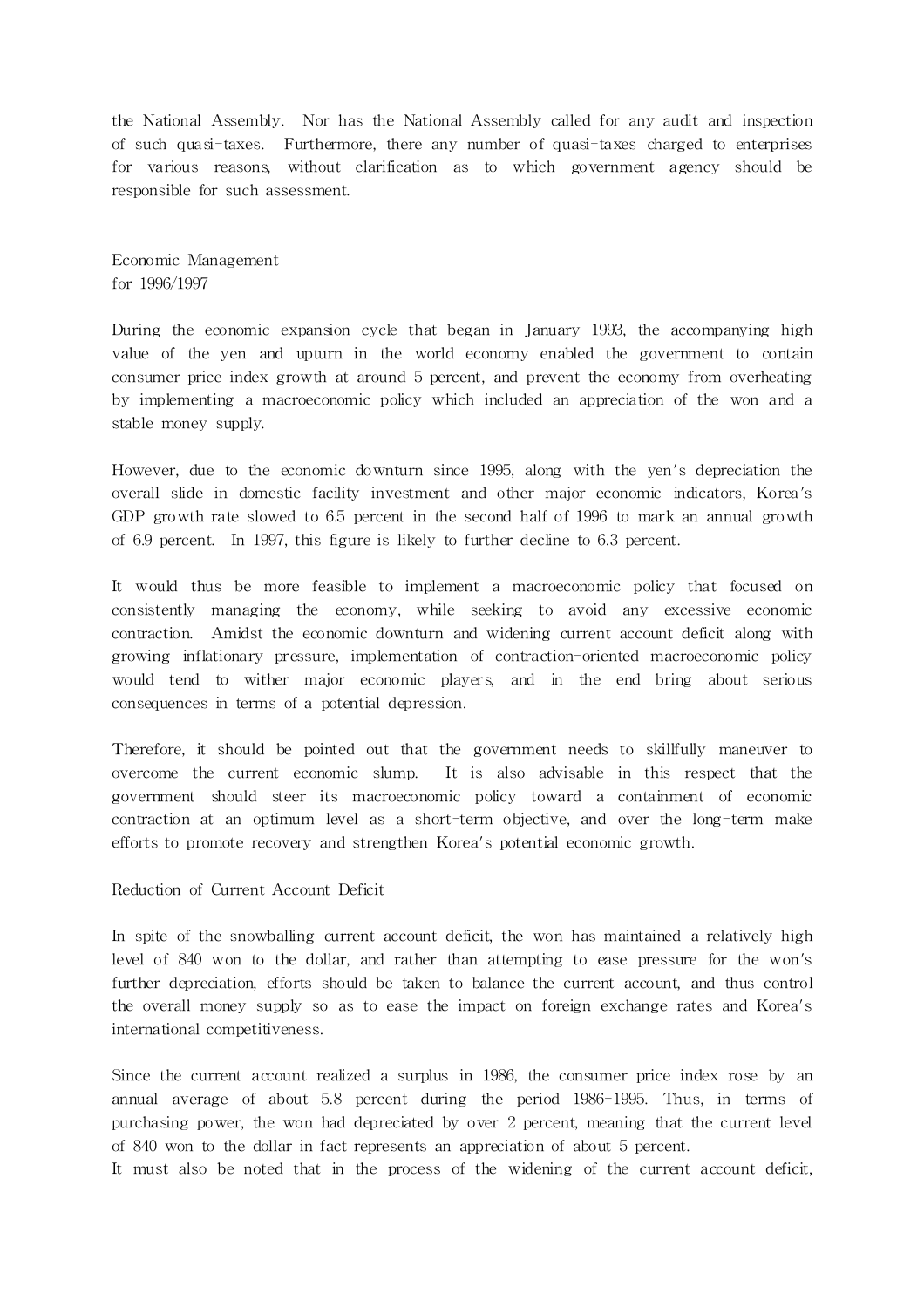the National Assembly. Nor has the National Assembly called for any audit and inspection of such quasi-taxes. Furthermore, there any number of quasi-taxes charged to enterprises for various reasons, without clarification as to which government agency should be responsible for such assessment.

## Economic Management for 1996/1997

During the economic expansion cycle that began in January 1993, the accompanying high value of the yen and upturn in the world economy enabled the government to contain consumer price index growth at around 5 percent, and prevent the economy from overheating by implementing a macroeconomic policy which included an appreciation of the won and a stable money supply.

However, due to the economic downturn since 1995, along with the yen's depreciation the overall slide in domestic facility investment and other major economic indicators, Korea's GDP growth rate slowed to 6.5 percent in the second half of 1996 to mark an annual growth of 6.9 percent. In 1997, this figure is likely to further decline to 6.3 percent.

It would thus be more feasible to implement a macroeconomic policy that focused on consistently managing the economy, while seeking to avoid any excessive economic contraction. Amidst the economic downturn and widening current account deficit along with growing inflationary pressure, implementation of contraction-oriented macroeconomic policy would tend to wither major economic players, and in the end bring about serious consequences in terms of a potential depression.

Therefore, it should be pointed out that the government needs to skillfully maneuver to overcome the current economic slump. It is also advisable in this respect that the government should steer its macroeconomic policy toward a containment of economic contraction at an optimum level as a short-term objective, and over the long-term make efforts to promote recovery and strengthen Korea's potential economic growth.

### Reduction of Current Account Deficit

In spite of the snowballing current account deficit, the won has maintained a relatively high level of 840 won to the dollar, and rather than attempting to ease pressure for the won's further depreciation, efforts should be taken to balance the current account, and thus control the overall money supply so as to ease the impact on foreign exchange rates and Korea's international competitiveness.

Since the current account realized a surplus in 1986, the consumer price index rose by an annual average of about 5.8 percent during the period 1986-1995. Thus, in terms of purchasing power, the won had depreciated by over 2 percent, meaning that the current level of 840 won to the dollar in fact represents an appreciation of about 5 percent.

It must also be noted that in the process of the widening of the current account deficit,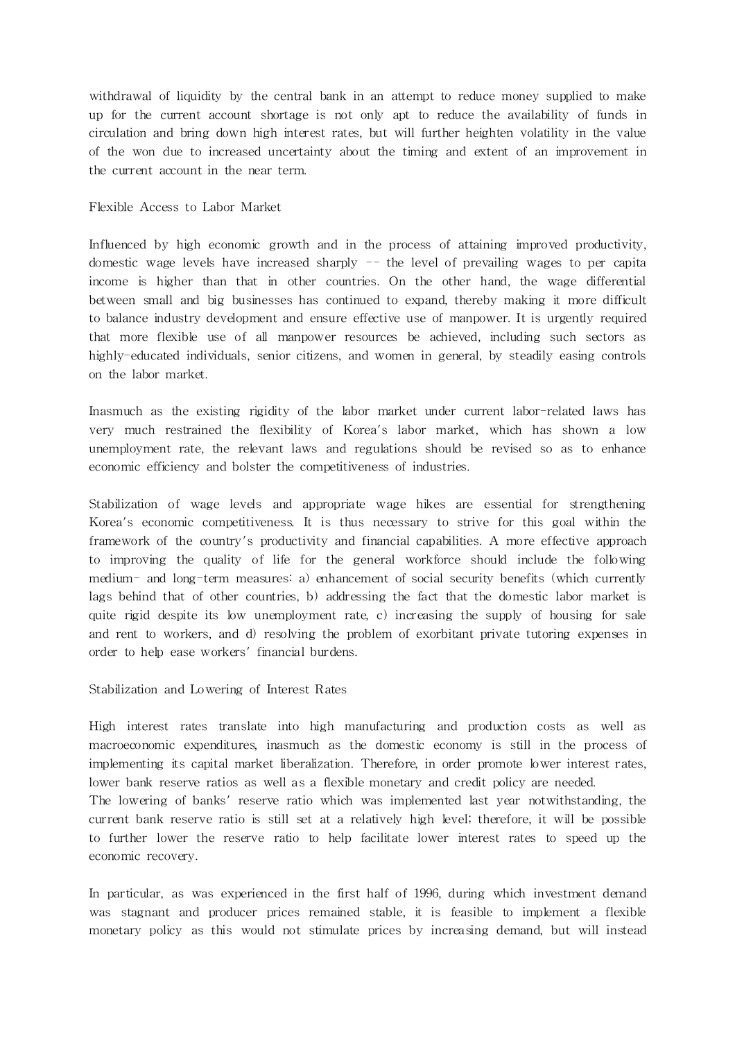withdrawal of liquidity by the central bank in an attempt to reduce money supplied to make up for the current account shortage is not only apt to reduce the availability of funds in circulation and bring down high interest rates, but will further heighten volatility in the value of the won due to increased uncertainty about the timing and extent of an improvement in the current account in the near term.

## Flexible Access to Labor Market

Influenced by high economic growth and in the process of attaining improved productivity, domestic wage levels have increased sharply -- the level of prevailing wages to per capita income is higher than that in other countries. On the other hand, the wage differential between small and big businesses has continued to expand, thereby making it more difficult to balance industry development and ensure effective use of manpower. It is urgently required that more flexible use of all manpower resources be achieved, including such sectors as highly-educated individuals, senior citizens, and women in general, by steadily easing controls on the labor market.

Inasmuch as the existing rigidity of the labor market under current labor-related laws has very much restrained the flexibility of Korea's labor market, which has shown a low unemployment rate, the relevant laws and regulations should be revised so as to enhance economic efficiency and bolster the competitiveness of industries.

Stabilization of wage levels and appropriate wage hikes are essential for strengthening Korea's economic competitiveness. It is thus necessary to strive for this goal within the framework of the country's productivity and financial capabilities. A more effective approach to improving the quality of life for the general workforce should include the following medium- and long-term measures: a) enhancement of social security benefits (which currently lags behind that of other countries, b) addressing the fact that the domestic labor market is quite rigid despite its low unemployment rate, c) increasing the supply of housing for sale and rent to workers, and d) resolving the problem of exorbitant private tutoring expenses in order to help ease workers' financial burdens.

## Stabilization and Lowering of Interest Rates

High interest rates translate into high manufacturing and production costs as well as macroeconomic expenditures, inasmuch as the domestic economy is still in the process of implementing its capital market liberalization. Therefore, in order promote lower interest rates, lower bank reserve ratios as well as a flexible monetary and credit policy are needed.
The lowering of banks' reserve ratio which was implemented last year notwithstanding, the current bank reserve ratio is still set at a relatively high level; therefore, it will be possible to further lower the reserve ratio to help facilitate lower interest rates to speed up the economic recovery.

In particular, as was experienced in the first half of 1996, during which investment demand was stagnant and producer prices remained stable, it is feasible to implement a flexible monetary policy as this would not stimulate prices by increasing demand, but will instead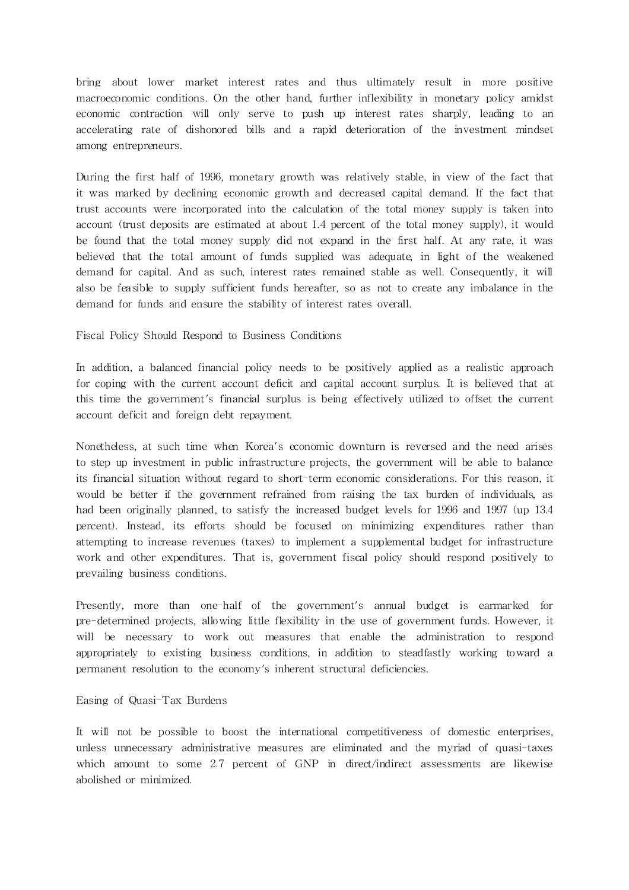bring about lower market interest rates and thus ultimately result in more positive macroeconomic conditions. On the other hand, further inflexibility in monetary policy amidst economic contraction will only serve to push up interest rates sharply, leading to an accelerating rate of dishonored bills and a rapid deterioration of the investment mindset among entrepreneurs.

During the first half of 1996, monetary growth was relatively stable, in view of the fact that it was marked by declining economic growth and decreased capital demand. If the fact that trust accounts were incorporated into the calculation of the total money supply is taken into account (trust deposits are estimated at about 1.4 percent of the total money supply), it would be found that the total money supply did not expand in the first half. At any rate, it was believed that the total amount of funds supplied was adequate, in light of the weakened demand for capital. And as such, interest rates remained stable as well. Consequently, it will also be feasible to supply sufficient funds hereafter, so as not to create any imbalance in the demand for funds and ensure the stability of interest rates overall.

## Fiscal Policy Should Respond to Business Conditions

In addition, a balanced financial policy needs to be positively applied as a realistic approach for coping with the current account deficit and capital account surplus. It is believed that at this time the government's financial surplus is being effectively utilized to offset the current account deficit and foreign debt repayment.

Nonetheless, at such time when Korea's economic downturn is reversed and the need arises to step up investment in public infrastructure projects, the government will be able to balance its financial situation without regard to short-term economic considerations. For this reason, it would be better if the government refrained from raising the tax burden of individuals, as had been originally planned, to satisfy the increased budget levels for 1996 and 1997 (up 13.4 percent). Instead, its efforts should be focused on minimizing expenditures rather than attempting to increase revenues (taxes) to implement a supplemental budget for infrastructure work and other expenditures. That is, government fiscal policy should respond positively to prevailing business conditions.

Presently, more than one-half of the government's annual budget is earmarked for pre-determined projects, allowing little flexibility in the use of government funds. However, it will be necessary to work out measures that enable the administration to respond appropriately to existing business conditions, in addition to steadfastly working toward a permanent resolution to the economy's inherent structural deficiencies.

## Easing of Quasi-Tax Burdens

It will not be possible to boost the international competitiveness of domestic enterprises, unless unnecessary administrative measures are eliminated and the myriad of quasi-taxes which amount to some 2.7 percent of GNP in direct/indirect assessments are likewise abolished or minimized.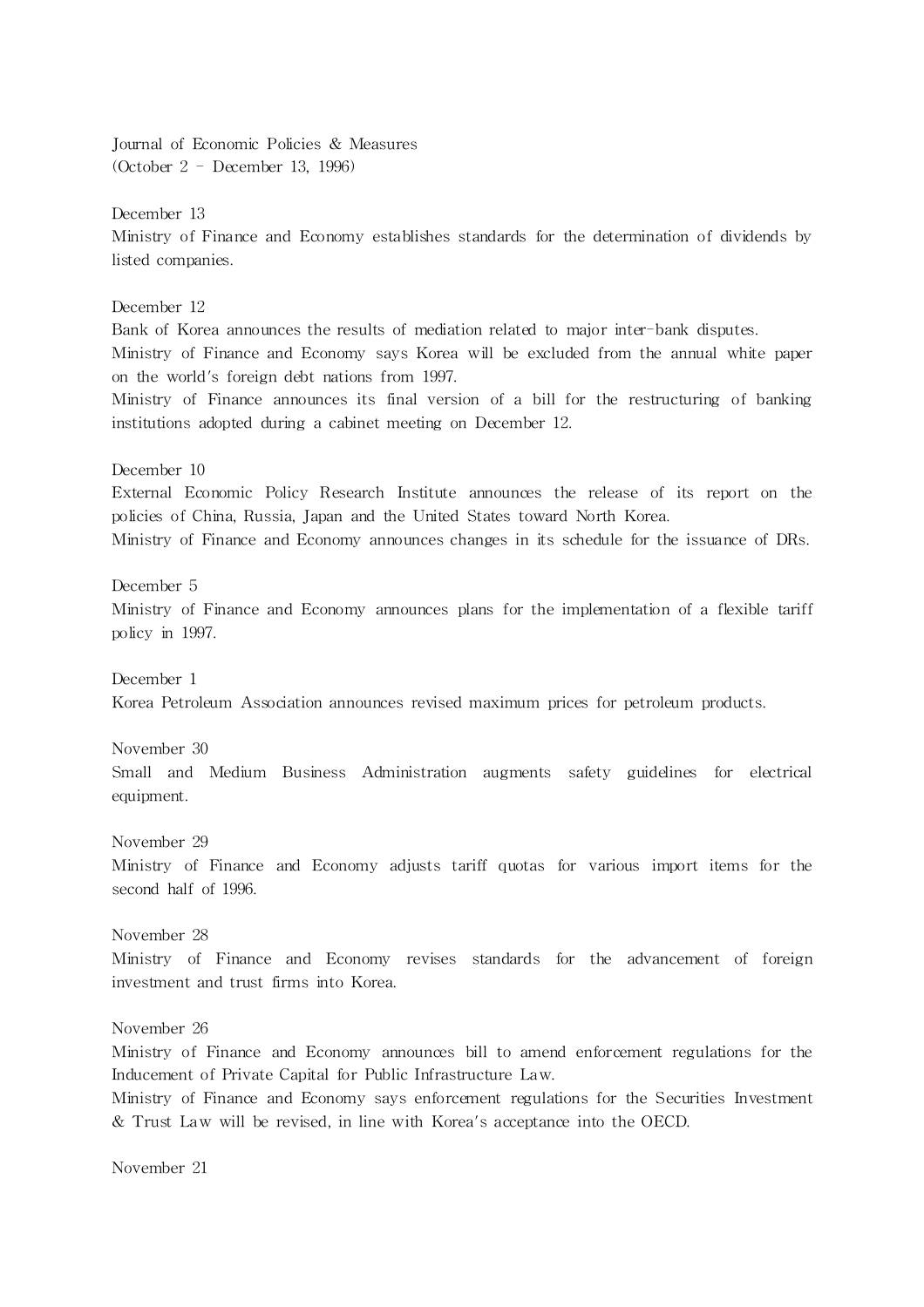Journal of Economic Policies & Measures
(October 2 - December 13, 1996)

December 13

Ministry of Finance and Economy establishes standards for the determination of dividends by listed companies.

December 12

Bank of Korea announces the results of mediation related to major inter-bank disputes.

Ministry of Finance and Economy says Korea will be excluded from the annual white paper on the world's foreign debt nations from 1997.

Ministry of Finance announces its final version of a bill for the restructuring of banking institutions adopted during a cabinet meeting on December 12.

December 10

External Economic Policy Research Institute announces the release of its report on the policies of China, Russia, Japan and the United States toward North Korea.

Ministry of Finance and Economy announces changes in its schedule for the issuance of DRs.

December 5

Ministry of Finance and Economy announces plans for the implementation of a flexible tariff policy in 1997.

December 1

Korea Petroleum Association announces revised maximum prices for petroleum products.

November 30

Small and Medium Business Administration augments safety guidelines for electrical equipment.

November 29

Ministry of Finance and Economy adjusts tariff quotas for various import items for the second half of 1996.

November 28

Ministry of Finance and Economy revises standards for the advancement of foreign investment and trust firms into Korea.

November 26

Ministry of Finance and Economy announces bill to amend enforcement regulations for the Inducement of Private Capital for Public Infrastructure Law.

Ministry of Finance and Economy says enforcement regulations for the Securities Investment & Trust Law will be revised, in line with Korea's acceptance into the OECD.

November 21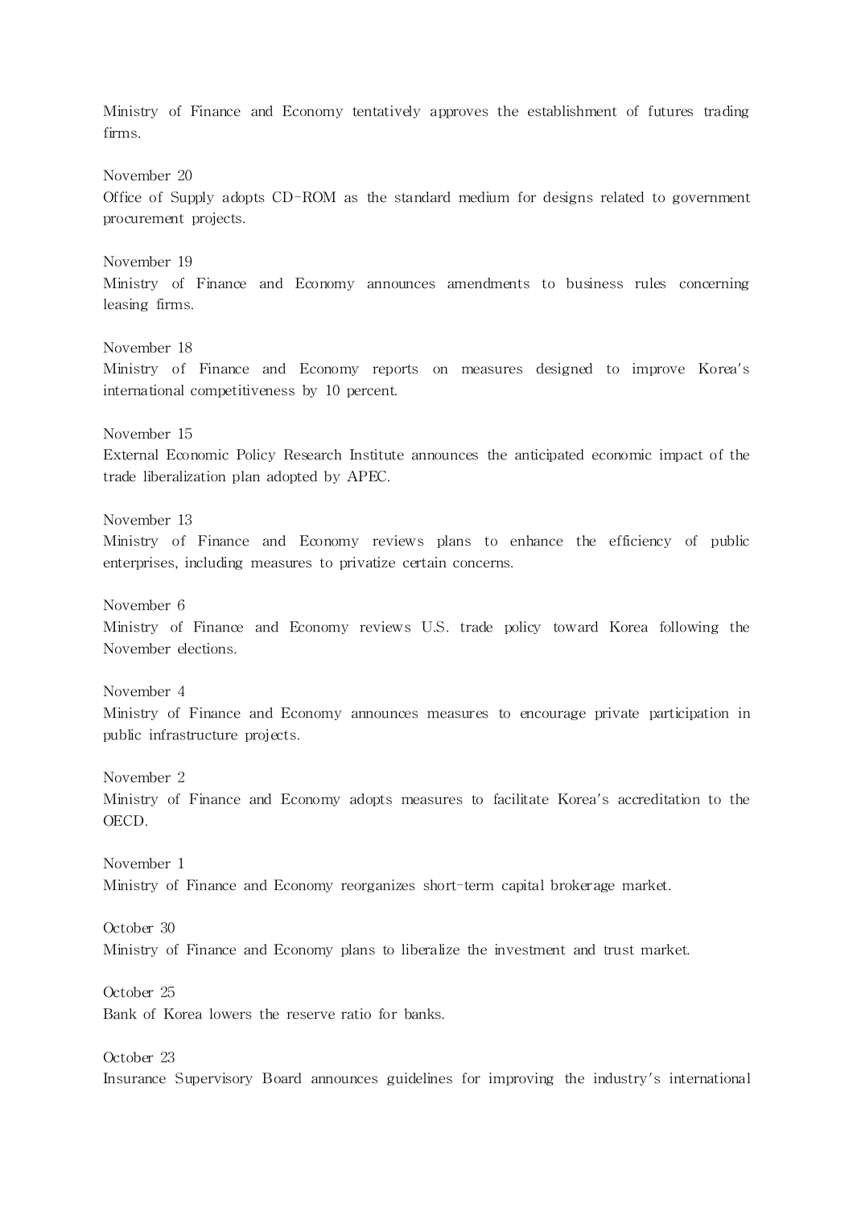Ministry of Finance and Economy tentatively approves the establishment of futures trading firms.

November 20

Office of Supply adopts CD-ROM as the standard medium for designs related to government procurement projects.

November 19

Ministry of Finance and Economy announces amendments to business rules concerning leasing firms.

November 18

Ministry of Finance and Economy reports on measures designed to improve Korea's international competitiveness by 10 percent.

November 15

External Economic Policy Research Institute announces the anticipated economic impact of the trade liberalization plan adopted by APEC.

November 13

Ministry of Finance and Economy reviews plans to enhance the efficiency of public enterprises, including measures to privatize certain concerns.

November 6

Ministry of Finance and Economy reviews U.S. trade policy toward Korea following the November elections.

November 4

Ministry of Finance and Economy announces measures to encourage private participation in public infrastructure projects.

November 2

Ministry of Finance and Economy adopts measures to facilitate Korea's accreditation to the OECD.

November 1

Ministry of Finance and Economy reorganizes short-term capital brokerage market.

October 30

Ministry of Finance and Economy plans to liberalize the investment and trust market.

October 25

Bank of Korea lowers the reserve ratio for banks.

October 23

Insurance Supervisory Board announces guidelines for improving the industry's international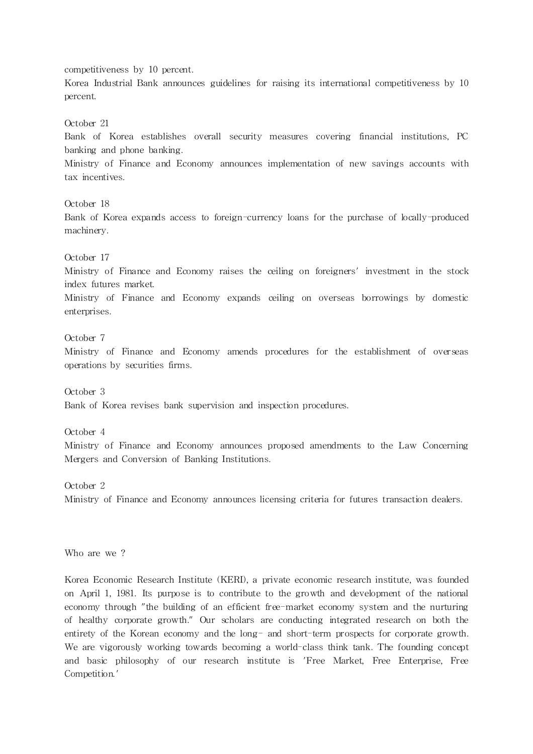competitiveness by 10 percent.
Korea Industrial Bank announces guidelines for raising its international competitiveness by 10 percent.

October 21
Bank of Korea establishes overall security measures covering financial institutions, PC banking and phone banking.
Ministry of Finance and Economy announces implementation of new savings accounts with tax incentives.

October 18
Bank of Korea expands access to foreign-currency loans for the purchase of locally-produced machinery.

October 17
Ministry of Finance and Economy raises the ceiling on foreigners' investment in the stock index futures market.
Ministry of Finance and Economy expands ceiling on overseas borrowings by domestic enterprises.

October 7
Ministry of Finance and Economy amends procedures for the establishment of overseas operations by securities firms.

October 3
Bank of Korea revises bank supervision and inspection procedures.

October 4
Ministry of Finance and Economy announces proposed amendments to the Law Concerning Mergers and Conversion of Banking Institutions.

October 2
Ministry of Finance and Economy announces licensing criteria for futures transaction dealers.

## Who are we ?

Korea Economic Research Institute (KERI), a private economic research institute, was founded on April 1, 1981. Its purpose is to contribute to the growth and development of the national economy through "the building of an efficient free-market economy system and the nurturing of healthy corporate growth." Our scholars are conducting integrated research on both the entirety of the Korean economy and the long- and short-term prospects for corporate growth. We are vigorously working towards becoming a world-class think tank. The founding concept and basic philosophy of our research institute is 'Free Market, Free Enterprise, Free Competition.'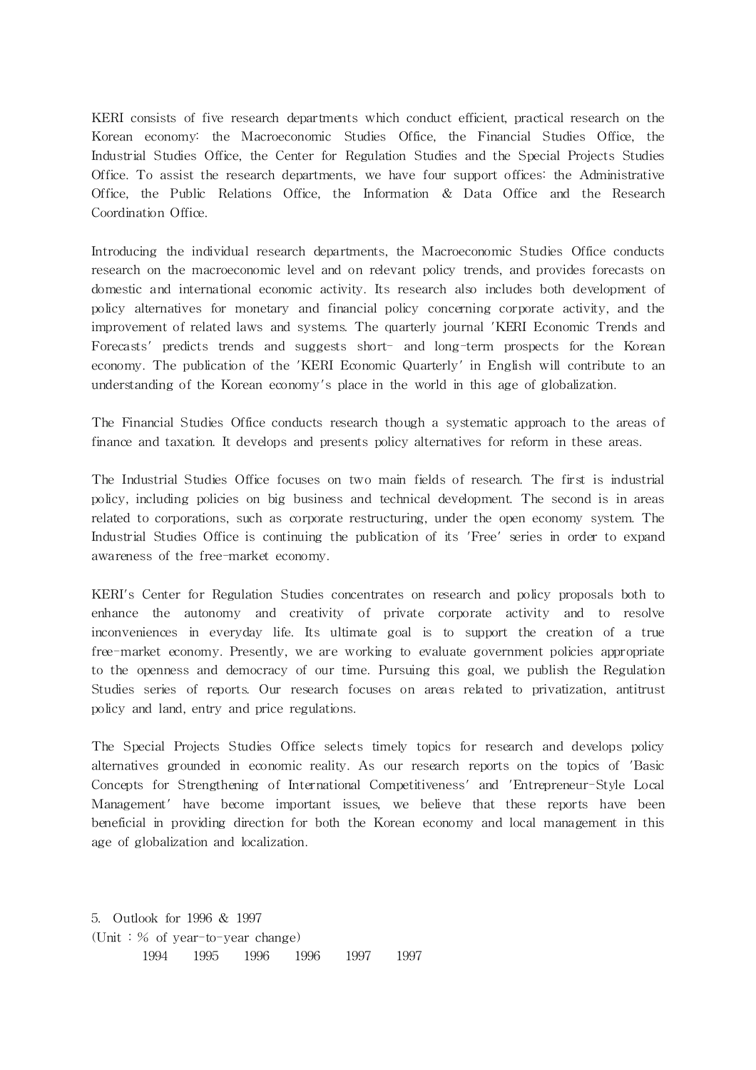KERI consists of five research departments which conduct efficient, practical research on the Korean economy: the Macroeconomic Studies Office, the Financial Studies Office, the Industrial Studies Office, the Center for Regulation Studies and the Special Projects Studies Office. To assist the research departments, we have four support offices: the Administrative Office, the Public Relations Office, the Information & Data Office and the Research Coordination Office.

Introducing the individual research departments, the Macroeconomic Studies Office conducts research on the macroeconomic level and on relevant policy trends, and provides forecasts on domestic and international economic activity. Its research also includes both development of policy alternatives for monetary and financial policy concerning corporate activity, and the improvement of related laws and systems. The quarterly journal 'KERI Economic Trends and Forecasts' predicts trends and suggests short- and long-term prospects for the Korean economy. The publication of the 'KERI Economic Quarterly' in English will contribute to an understanding of the Korean economy's place in the world in this age of globalization.

The Financial Studies Office conducts research though a systematic approach to the areas of finance and taxation. It develops and presents policy alternatives for reform in these areas.

The Industrial Studies Office focuses on two main fields of research. The first is industrial policy, including policies on big business and technical development. The second is in areas related to corporations, such as corporate restructuring, under the open economy system. The Industrial Studies Office is continuing the publication of its 'Free' series in order to expand awareness of the free-market economy.

KERI's Center for Regulation Studies concentrates on research and policy proposals both to enhance the autonomy and creativity of private corporate activity and to resolve inconveniences in everyday life. Its ultimate goal is to support the creation of a true free-market economy. Presently, we are working to evaluate government policies appropriate to the openness and democracy of our time. Pursuing this goal, we publish the Regulation Studies series of reports. Our research focuses on areas related to privatization, antitrust policy and land, entry and price regulations.

The Special Projects Studies Office selects timely topics for research and develops policy alternatives grounded in economic reality. As our research reports on the topics of 'Basic Concepts for Strengthening of International Competitiveness' and 'Entrepreneur-Style Local Management' have become important issues, we believe that these reports have been beneficial in providing direction for both the Korean economy and local management in this age of globalization and localization.

5. Outlook for 1996 & 1997

(Unit : % of year-to-year change)

| 1994 | 1995 | 1996 | 1996 | 1997 | 1997 |
|---|---|---|---|---|---|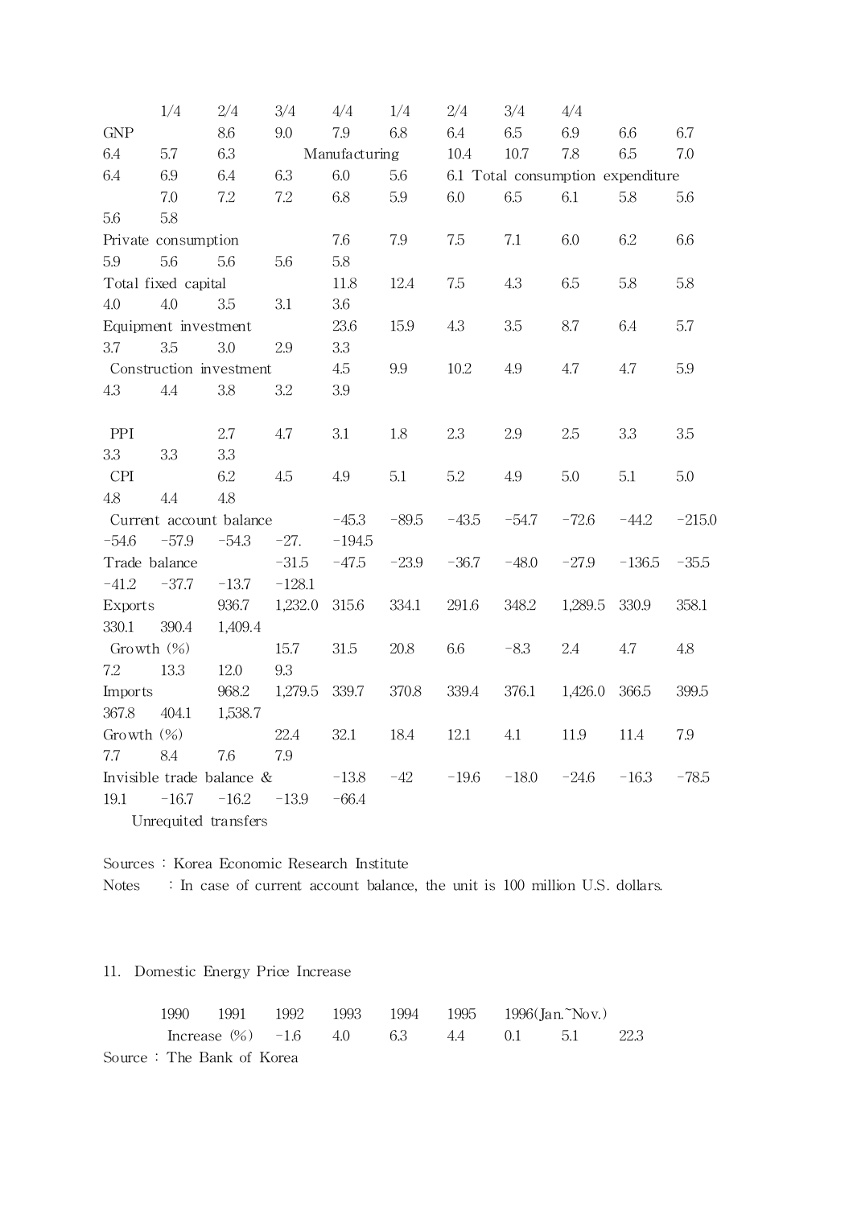| | | | 1/4 | 2/4 | 3/4 | 4/4 | | 1/4 | 2/4 | 3/4 | 4/4 | |
|---|---|---|---|---|---|---|---|---|---|---|---|---|
| GNP | 8.6 | 9.0 | 7.9 | 6.8 | 6.4 | 6.5 | 6.9 | 6.6 | 6.7 | 6.4 | 5.7 | 6.3 |
| Manufacturing | 10.4 | 10.7 | 7.8 | 6.5 | 7.0 | 6.4 | 6.9 | 6.4 | 6.3 | 6.0 | 5.6 | 6.1 |
| Total consumption expenditure | 7.0 | 7.2 | 7.2 | 6.8 | 5.9 | 6.0 | 6.5 | 6.1 | 5.8 | 5.6 | 5.6 | 5.8 |
| Private consumption | 7.6 | 7.9 | 7.5 | 7.1 | 6.0 | 6.2 | 6.6 | 5.9 | 5.6 | 5.6 | 5.6 | 5.8 |
| Total fixed capital | 11.8 | 12.4 | 7.5 | 4.3 | 6.5 | 5.8 | 5.8 | 4.0 | 4.0 | 3.5 | 3.1 | 3.6 |
| Equipment investment | 23.6 | 15.9 | 4.3 | 3.5 | 8.7 | 6.4 | 5.7 | 3.7 | 3.5 | 3.0 | 2.9 | 3.3 |
| Construction investment | 4.5 | 9.9 | 10.2 | 4.9 | 4.7 | 4.7 | 5.9 | 4.3 | 4.4 | 3.8 | 3.2 | 3.9 |
| PPI | 2.7 | 4.7 | 3.1 | 1.8 | 2.3 | 2.9 | 2.5 | 3.3 | 3.5 | 3.3 | 3.3 | 3.3 |
| CPI | 6.2 | 4.5 | 4.9 | 5.1 | 5.2 | 4.9 | 5.0 | 5.1 | 5.0 | 4.8 | 4.4 | 4.8 |
| Current account balance | −45.3 | −89.5 | −43.5 | −54.7 | −72.6 | −44.2 | −215.0 | −54.6 | −57.9 | −54.3 | −27. | −194.5 |
| Trade balance | −31.5 | −47.5 | −23.9 | −36.7 | −48.0 | −27.9 | −136.5 | −35.5 | −41.2 | −37.7 | −13.7 | −128.1 |
| Exports | 936.7 | 1,232.0 | 315.6 | 334.1 | 291.6 | 348.2 | 1,289.5 | 330.9 | 358.1 | 330.1 | 390.4 | 1,409.4 |
| Growth (%) | 15.7 | 31.5 | 20.8 | 6.6 | −8.3 | 2.4 | 4.7 | 4.8 | 7.2 | 13.3 | 12.0 | 9.3 |
| Imports | 968.2 | 1,279.5 | 339.7 | 370.8 | 339.4 | 376.1 | 1,426.0 | 366.5 | 399.5 | 367.8 | 404.1 | 1,538.7 |
| Growth (%) | 22.4 | 32.1 | 18.4 | 12.1 | 4.1 | 11.9 | 11.4 | 7.9 | 7.7 | 8.4 | 7.6 | 7.9 |
| Invisible trade balance & Unrequited transfers | −13.8 | −42 | −19.6 | −18.0 | −24.6 | −16.3 | −78.5 | 19.1 | −16.7 | −16.2 | −13.9 | −66.4 |

Sources : Korea Economic Research Institute

Notes : In case of current account balance, the unit is 100 million U.S. dollars.

## 11. Domestic Energy Price Increase

| | 1990 | 1991 | 1992 | 1993 | 1994 | 1995 | 1996(Jan.~Nov.) |
|---|---|---|---|---|---|---|---|
| Increase (%) | −1.6 | 4.0 | 6.3 | 4.4 | 0.1 | 5.1 | 22.3 |

Source : The Bank of Korea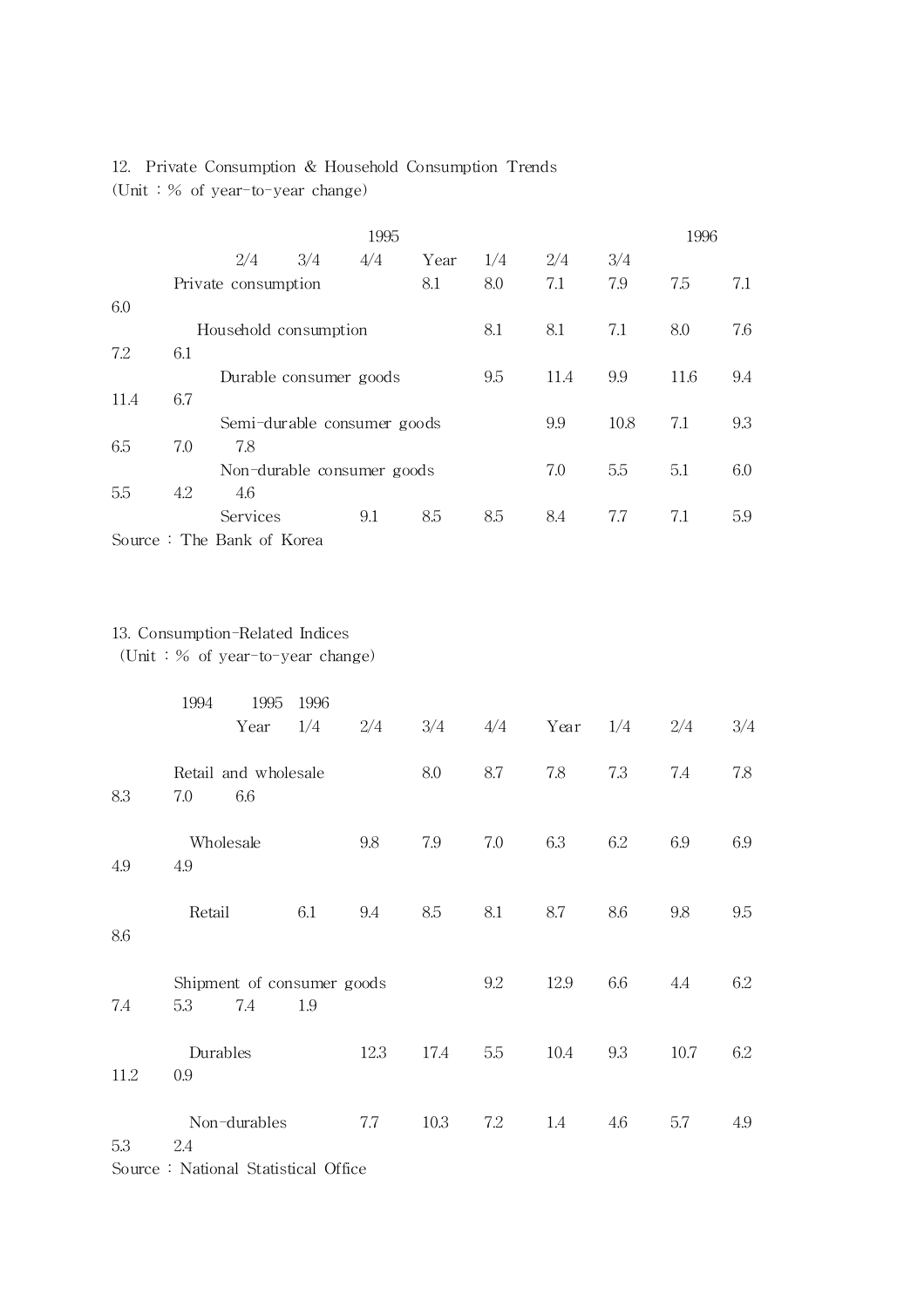12. Private Consumption & Household Consumption Trends
(Unit : % of year-to-year change)

| | 1995 | | | | 1996 | | |
|---|---|---|---|---|---|---|---|
| | 2/4 | 3/4 | 4/4 | Year | 1/4 | 2/4 | 3/4 |
| Private consumption | 8.1 | 8.0 | 7.1 | 7.9 | 7.5 | 7.1 | 6.0 |
| Household consumption | 8.1 | 8.1 | 7.1 | 8.0 | 7.6 | 7.2 | 6.1 |
| Durable consumer goods | 9.5 | 11.4 | 9.9 | 11.6 | 9.4 | 11.4 | 6.7 |
| Semi-durable consumer goods | 9.9 | 10.8 | 7.1 | 9.3 | 6.5 | 7.0 | 7.8 |
| Non-durable consumer goods | 7.0 | 5.5 | 5.1 | 6.0 | 5.5 | 4.2 | 4.6 |
| Services | 9.1 | 8.5 | 8.5 | 8.4 | 7.7 | 7.1 | 5.9 |

Source : The Bank of Korea

13. Consumption-Related Indices
(Unit : % of year-to-year change)

| | 1994 | 1995 | | | | | 1996 | | |
|---|---|---|---|---|---|---|---|---|---|
| | Year | 1/4 | 2/4 | 3/4 | 4/4 | Year | 1/4 | 2/4 | 3/4 |
| Retail and wholesale | 8.0 | 8.7 | 7.8 | 7.3 | 7.4 | 7.8 | 8.3 | 7.0 | 6.6 |
| Wholesale | 9.8 | 7.9 | 7.0 | 6.3 | 6.2 | 6.9 | 6.9 | 4.9 | 4.9 |
| Retail | 6.1 | 9.4 | 8.5 | 8.1 | 8.7 | 8.6 | 9.8 | 9.5 | 8.6 |
| Shipment of consumer goods | 9.2 | 12.9 | 6.6 | 4.4 | 6.2 | 7.4 | 5.3 | 7.4 | 1.9 |
| Durables | 12.3 | 17.4 | 5.5 | 10.4 | 9.3 | 10.7 | 6.2 | 11.2 | 0.9 |
| Non-durables | 7.7 | 10.3 | 7.2 | 1.4 | 4.6 | 5.7 | 4.9 | 5.3 | 2.4 |

Source : National Statistical Office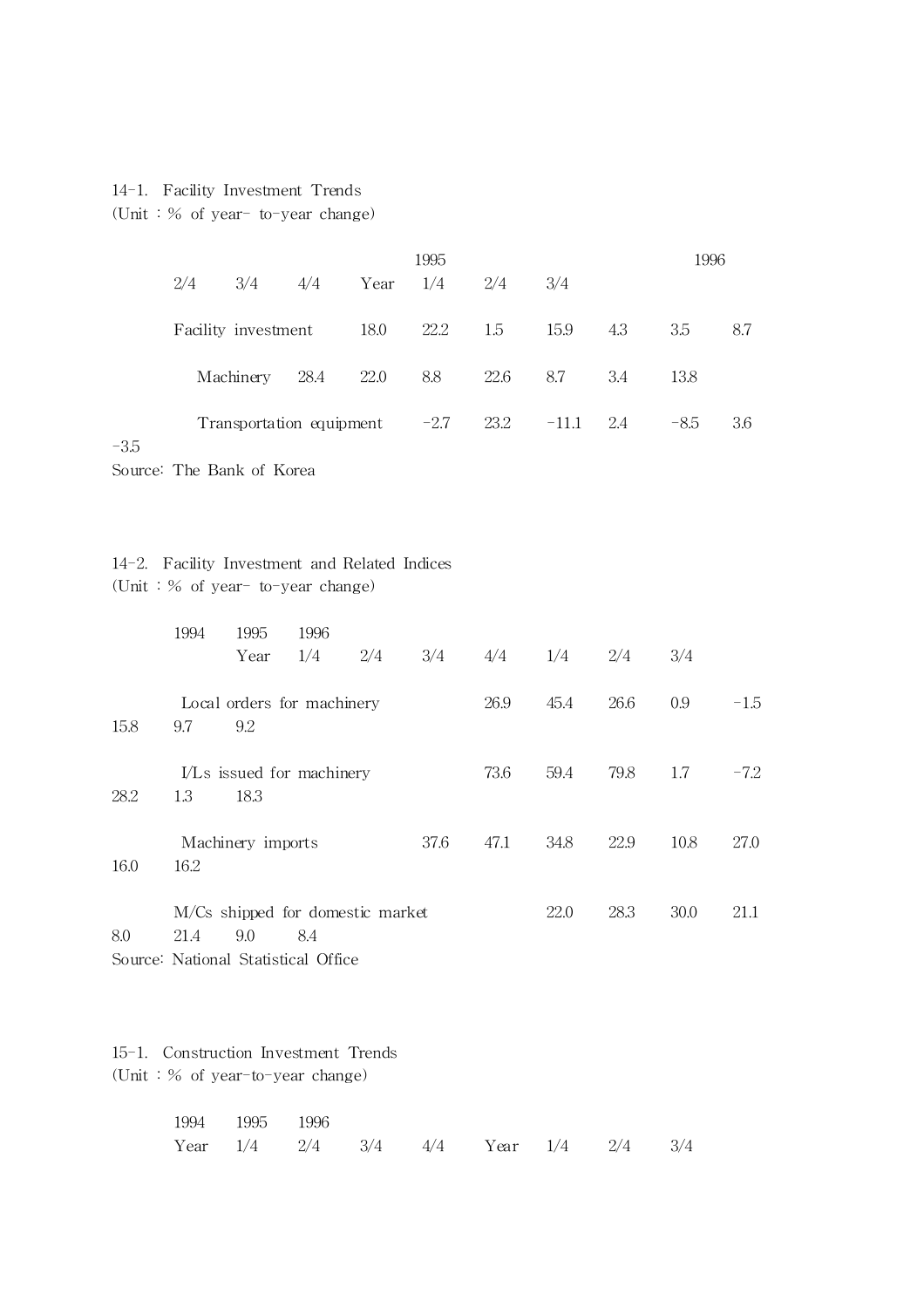14-1. Facility Investment Trends
(Unit : % of year- to-year change)

| | 1995 | | | | 1996 | | |
|---|---|---|---|---|---|---|---|
| | 2/4 | 3/4 | 4/4 | Year | 1/4 | 2/4 | 3/4 |
| Facility investment | 18.0 | 22.2 | 1.5 | 15.9 | 4.3 | 3.5 | 8.7 |
| Machinery | 28.4 | 22.0 | 8.8 | 22.6 | 8.7 | 3.4 | 13.8 |
| Transportation equipment | -2.7 | 23.2 | -11.1 | 2.4 | -8.5 | 3.6 | -3.5 |

Source: The Bank of Korea

14-2. Facility Investment and Related Indices
(Unit : % of year- to-year change)

| | 1994 | 1995 | | | | 1996 | | |
|---|---|---|---|---|---|---|---|---|
| | Year | 1/4 | 2/4 | 3/4 | 4/4 | 1/4 | 2/4 | 3/4 |
| Local orders for machinery | 26.9 | 45.4 | 26.6 | 0.9 | -1.5 | 15.8 | 9.7 | 9.2 |
| I/Ls issued for machinery | 73.6 | 59.4 | 79.8 | 1.7 | -7.2 | 28.2 | 1.3 | 18.3 |
| Machinery imports | 37.6 | 47.1 | 34.8 | 22.9 | 10.8 | 27.0 | 16.0 | 16.2 |
| M/Cs shipped for domestic market | 22.0 | 28.3 | 30.0 | 21.1 | 8.0 | 21.4 | 9.0 | 8.4 |

Source: National Statistical Office

15-1. Construction Investment Trends
(Unit : % of year-to-year change)

| | 1994 | 1995 | | | | | 1996 | | |
|---|---|---|---|---|---|---|---|---|---|
| | Year | 1/4 | 2/4 | 3/4 | 4/4 | Year | 1/4 | 2/4 | 3/4 |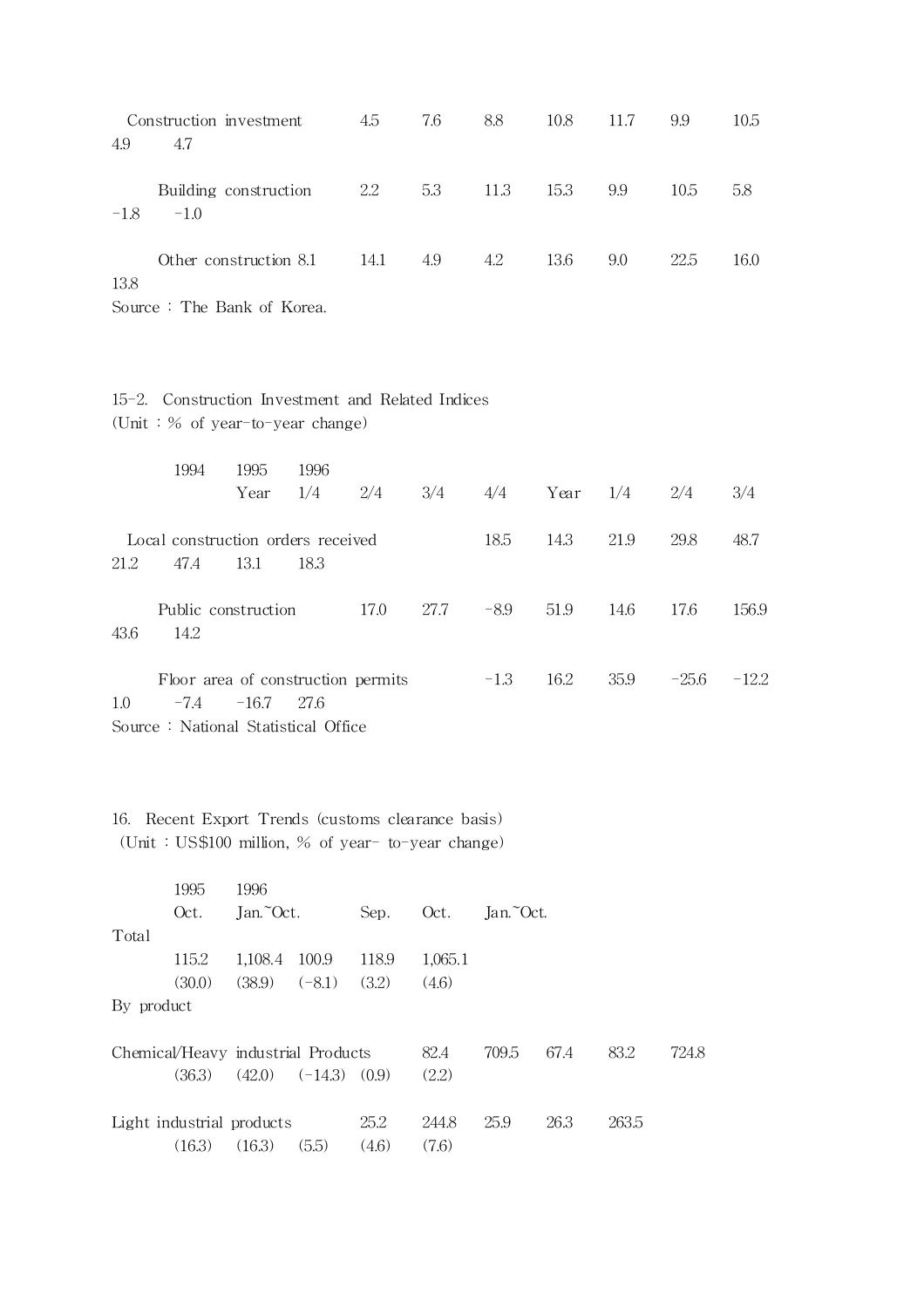| | | | | | | | | | |
|---|---|---|---|---|---|---|---|---|---|
| Construction investment | 4.5 | 7.6 | 8.8 | 10.8 | 11.7 | 9.9 | 10.5 | 4.9 | 4.7 |
| Building construction | 2.2 | 5.3 | 11.3 | 15.3 | 9.9 | 10.5 | 5.8 | -1.8 | -1.0 |
| Other construction | 8.1 | 14.1 | 4.9 | 4.2 | 13.6 | 9.0 | 22.5 | 16.0 | 13.8 |

Source : The Bank of Korea.

15-2. Construction Investment and Related Indices
(Unit : % of year-to-year change)

| | 1994 | 1995 | | | | | 1996 | | |
|---|---|---|---|---|---|---|---|---|---|
| | Year | 1/4 | 2/4 | 3/4 | 4/4 | Year | 1/4 | 2/4 | 3/4 |
| Local construction orders received | 18.5 | 14.3 | 21.9 | 29.8 | 48.7 | 21.2 | 47.4 | 13.1 | 18.3 |
| Public construction | 17.0 | 27.7 | -8.9 | 51.9 | 14.6 | 17.6 | 156.9 | 43.6 | 14.2 |
| Floor area of construction permits | -1.3 | 16.2 | 35.9 | -25.6 | -12.2 | 1.0 | -7.4 | -16.7 | 27.6 |

Source : National Statistical Office

16. Recent Export Trends (customs clearance basis)
(Unit : US$100 million, % of year- to-year change)

| | 1995 | | 1996 | | |
|---|---|---|---|---|---|
| | Oct. | Jan.˜Oct. | Sep. | Oct. | Jan.˜Oct. |
| Total | 115.2 | 1,108.4 | 100.9 | 118.9 | 1,065.1 |
| | (30.0) | (38.9) | (-8.1) | (3.2) | (4.6) |
| By product | | | | | |
| Chemical/Heavy industrial Products | 82.4 | 709.5 | 67.4 | 83.2 | 724.8 |
| | (36.3) | (42.0) | (-14.3) | (0.9) | (2.2) |
| Light industrial products | 25.2 | 244.8 | 25.9 | 26.3 | 263.5 |
| | (16.3) | (16.3) | (5.5) | (4.6) | (7.6) |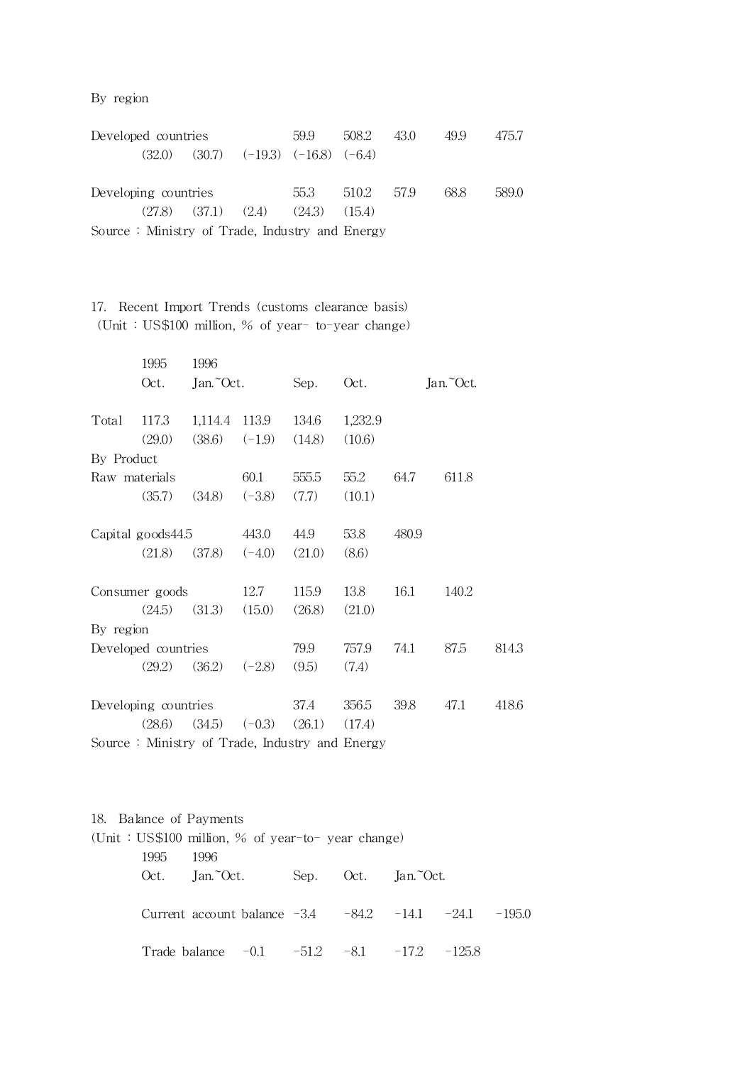By region

| | | | | | |
|---|---|---|---|---|---|
| Developed countries | 59.9 | 508.2 | 43.0 | 49.9 | 475.7 |
| | (32.0) | (30.7) | (−19.3) | (−16.8) | (−6.4) |
| Developing countries | 55.3 | 510.2 | 57.9 | 68.8 | 589.0 |
| | (27.8) | (37.1) | (2.4) | (24.3) | (15.4) |

Source : Ministry of Trade, Industry and Energy

## 17. Recent Import Trends (customs clearance basis)

(Unit : US$100 million, % of year- to-year change)

| | 1995 | 1996 | | | |
|---|---|---|---|---|---|
| | Oct. | Jan.~Oct. | Sep. | Oct. | Jan.~Oct. |
| Total | 117.3 | 1,114.4 | 113.9 | 134.6 | 1,232.9 |
| | (29.0) | (38.6) | (−1.9) | (14.8) | (10.6) |
| By Product | | | | | |
| Raw materials | 60.1 | 555.5 | 55.2 | 64.7 | 611.8 |
| | (35.7) | (34.8) | (−3.8) | (7.7) | (10.1) |
| Capital goods | 44.5 | 443.0 | 44.9 | 53.8 | 480.9 |
| | (21.8) | (37.8) | (−4.0) | (21.0) | (8.6) |
| Consumer goods | 12.7 | 115.9 | 13.8 | 16.1 | 140.2 |
| | (24.5) | (31.3) | (15.0) | (26.8) | (21.0) |
| By region | | | | | |
| Developed countries | 79.9 | 757.9 | 74.1 | 87.5 | 814.3 |
| | (29.2) | (36.2) | (−2.8) | (9.5) | (7.4) |
| Developing countries | 37.4 | 356.5 | 39.8 | 47.1 | 418.6 |
| | (28.6) | (34.5) | (−0.3) | (26.1) | (17.4) |

Source : Ministry of Trade, Industry and Energy

## 18. Balance of Payments

(Unit : US$100 million, % of year-to- year change)

| | 1995 | 1996 | | | |
|---|---|---|---|---|---|
| | Oct. | Jan.~Oct. | Sep. | Oct. | Jan.~Oct. |
| Current account balance | −3.4 | −84.2 | −14.1 | −24.1 | −195.0 |
| Trade balance | −0.1 | −51.2 | −8.1 | −17.2 | −125.8 |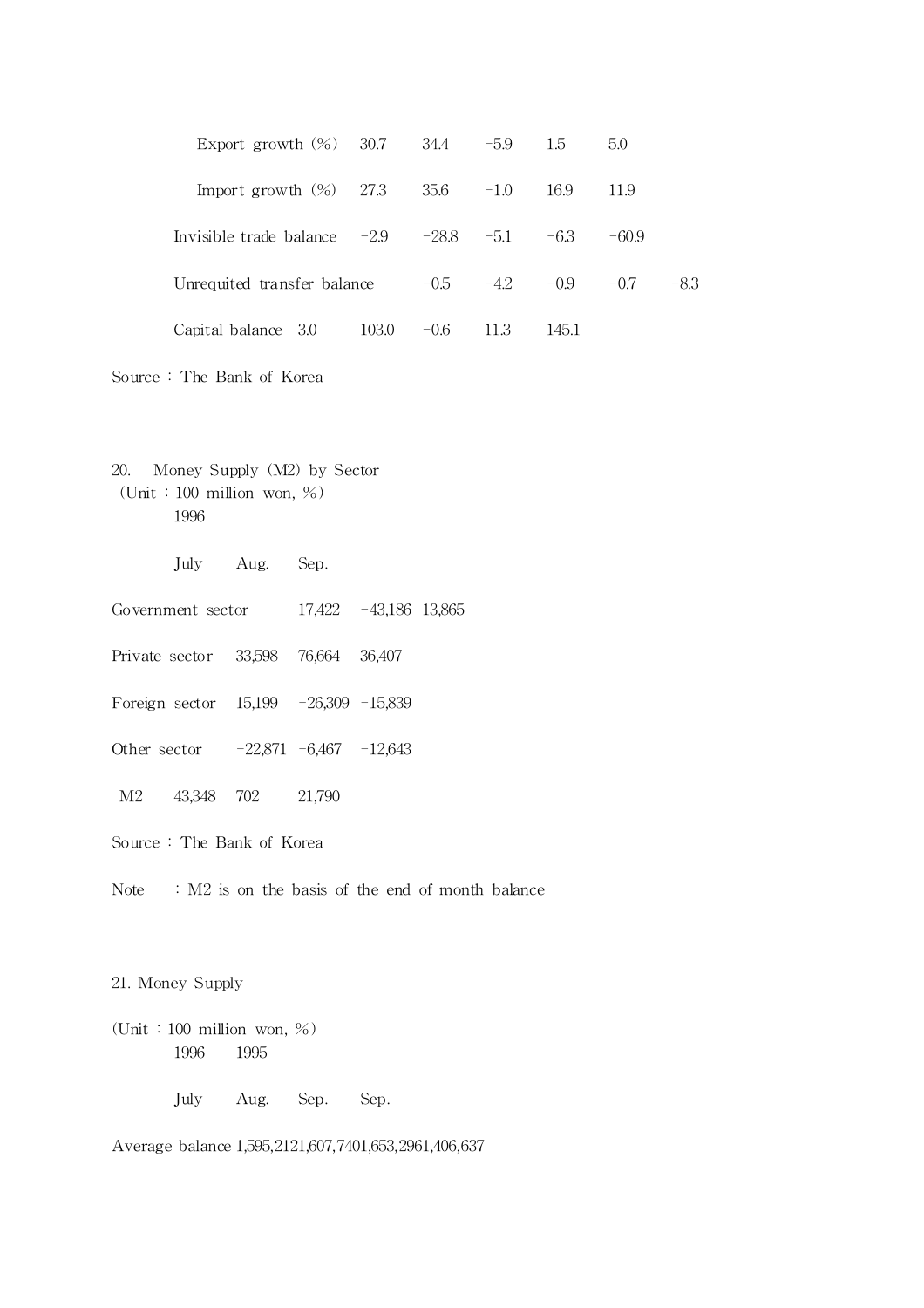| | | | | | |
|---|---|---|---|---|---|
| Export growth (%) | 30.7 | 34.4 | −5.9 | 1.5 | 5.0 |
| Import growth (%) | 27.3 | 35.6 | −1.0 | 16.9 | 11.9 |
| Invisible trade balance | −2.9 | −28.8 | −5.1 | −6.3 | −60.9 |
| Unrequited transfer balance | −0.5 | −4.2 | −0.9 | −0.7 | −8.3 |
| Capital balance | 3.0 | 103.0 | −0.6 | 11.3 | 145.1 |

Source : The Bank of Korea

20. Money Supply (M2) by Sector

(Unit : 100 million won, %)

| | 1996 | | |
|---|---|---|---|
| | July | Aug. | Sep. |
| Government sector | 17,422 | −43,186 | 13,865 |
| Private sector | 33,598 | 76,664 | 36,407 |
| Foreign sector | 15,199 | −26,309 | −15,839 |
| Other sector | −22,871 | −6,467 | −12,643 |
| M2 | 43,348 | 702 | 21,790 |

Source : The Bank of Korea

Note : M2 is on the basis of the end of month balance

21. Money Supply

(Unit : 100 million won, %)

| | 1996 | | | 1995 |
|---|---|---|---|---|
| | July | Aug. | Sep. | Sep. |
| Average balance | 1,595,212 | 1,607,740 | 1,653,296 | 1,406,637 |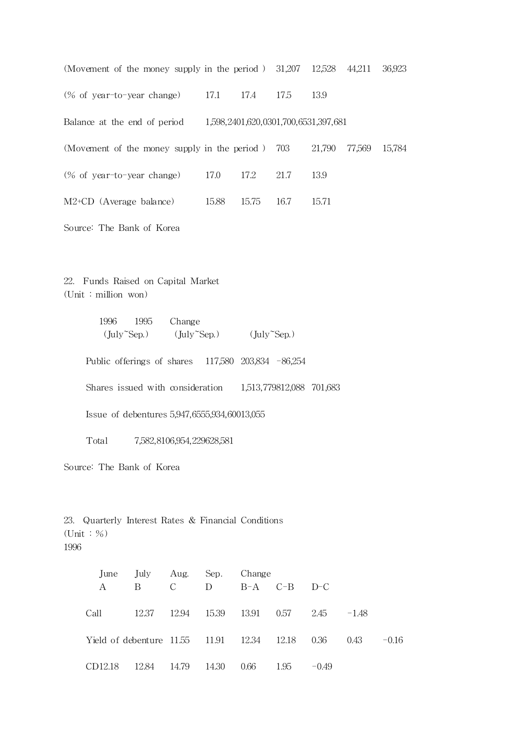| | | | | |
|---|---|---|---|---|
| (Movement of the money supply in the period ) | 31,207 | 12,528 | 44,211 | 36,923 |
| (% of year-to-year change) | 17.1 | 17.4 | 17.5 | 13.9 |
| Balance at the end of period | 1,598,240 | 1,620,030 | 1,700,653 | 1,397,681 |
| (Movement of the money supply in the period ) | 703 | 21,790 | 77,569 | 15,784 |
| (% of year-to-year change) | 17.0 | 17.2 | 21.7 | 13.9 |
| M2+CD (Average balance) | 15.88 | 15.75 | 16.7 | 15.71 |

Source: The Bank of Korea

## 22. Funds Raised on Capital Market

(Unit : million won)

| | 1996 (July~Sep.) | 1995 (July~Sep.) | Change (July~Sep.) |
|---|---|---|---|
| Public offerings of shares | 117,580 | 203,834 | -86,254 |
| Shares issued with consideration | 1,513,779 | 812,088 | 701,683 |
| Issue of debentures | 5,947,655 | 5,934,600 | 13,055 |
| Total | 7,582,810 | 6,954,229 | 628,581 |

Source: The Bank of Korea

## 23. Quarterly Interest Rates & Financial Conditions

(Unit : %)

1996

| | June A | July B | Aug. C | Sep. D | Change B-A | C-B | D-C |
|---|---|---|---|---|---|---|---|
| Call | 12.37 | 12.94 | 15.39 | 13.91 | 0.57 | 2.45 | -1.48 |
| Yield of debenture | 11.55 | 11.91 | 12.34 | 12.18 | 0.36 | 0.43 | -0.16 |
| CD | 12.18 | 12.84 | 14.79 | 14.30 | 0.66 | 1.95 | -0.49 |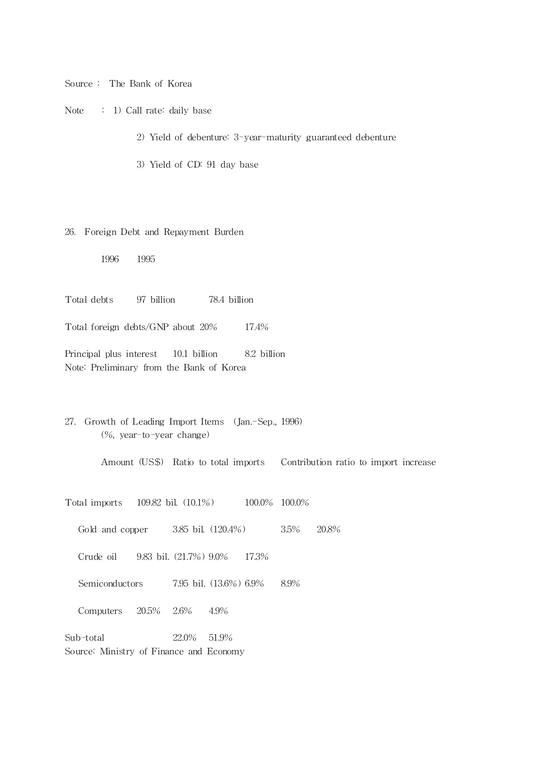Source : The Bank of Korea

Note : 1) Call rate: daily base

2) Yield of debenture: 3-year-maturity guaranteed debenture

3) Yield of CD: 91 day base

## 26. Foreign Debt and Repayment Burden

| | 1996 | 1995 |
|---|---|---|
| Total debts | 97 billion | 78.4 billion |
| Total foreign debts/GNP | about 20% | 17.4% |
| Principal plus interest | 10.1 billion | 8.2 billion |

Note: Preliminary from the Bank of Korea

## 27. Growth of Leading Import Items (Jan.-Sep., 1996)

(%, year-to-year change)

| | Amount (US$) | Ratio to total imports | Contribution ratio to import increase |
|---|---|---|---|
| Total imports | 109.82 bil. (10.1%) | 100.0% | 100.0% |
| Gold and copper | 3.85 bil. (120.4%) | 3.5% | 20.8% |
| Crude oil | 9.83 bil. (21.7%) | 9.0% | 17.3% |
| Semiconductors | 7.95 bil. (13.6%) | 6.9% | 8.9% |
| Computers | 20.5% | 2.6% | 4.9% |
| Sub-total | | 22.0% | 51.9% |

Source: Ministry of Finance and Economy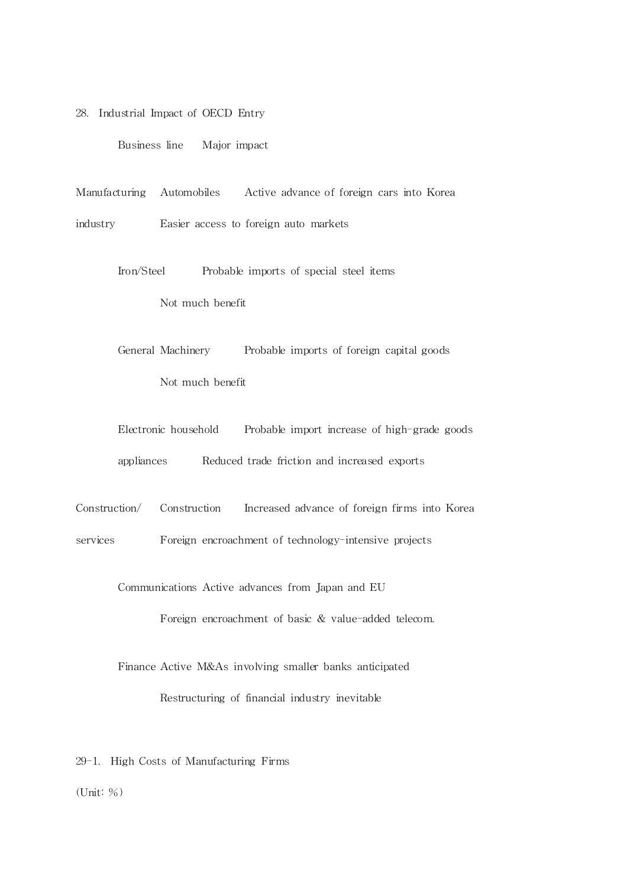28. Industrial Impact of OECD Entry

| | Business line | Major impact |
|---|---|---|
| Manufacturing industry | Automobiles | Active advance of foreign cars into Korea<br>Easier access to foreign auto markets |
| | Iron/Steel | Probable imports of special steel items<br>Not much benefit |
| | General Machinery | Probable imports of foreign capital goods<br>Not much benefit |
| | Electronic household appliances | Probable import increase of high-grade goods<br>Reduced trade friction and increased exports |
| Construction/ services | Construction | Increased advance of foreign firms into Korea<br>Foreign encroachment of technology-intensive projects |
| | Communications | Active advances from Japan and EU<br>Foreign encroachment of basic & value-added telecom. |
| | Finance | Active M&As involving smaller banks anticipated<br>Restructuring of financial industry inevitable |

29-1. High Costs of Manufacturing Firms

(Unit: %)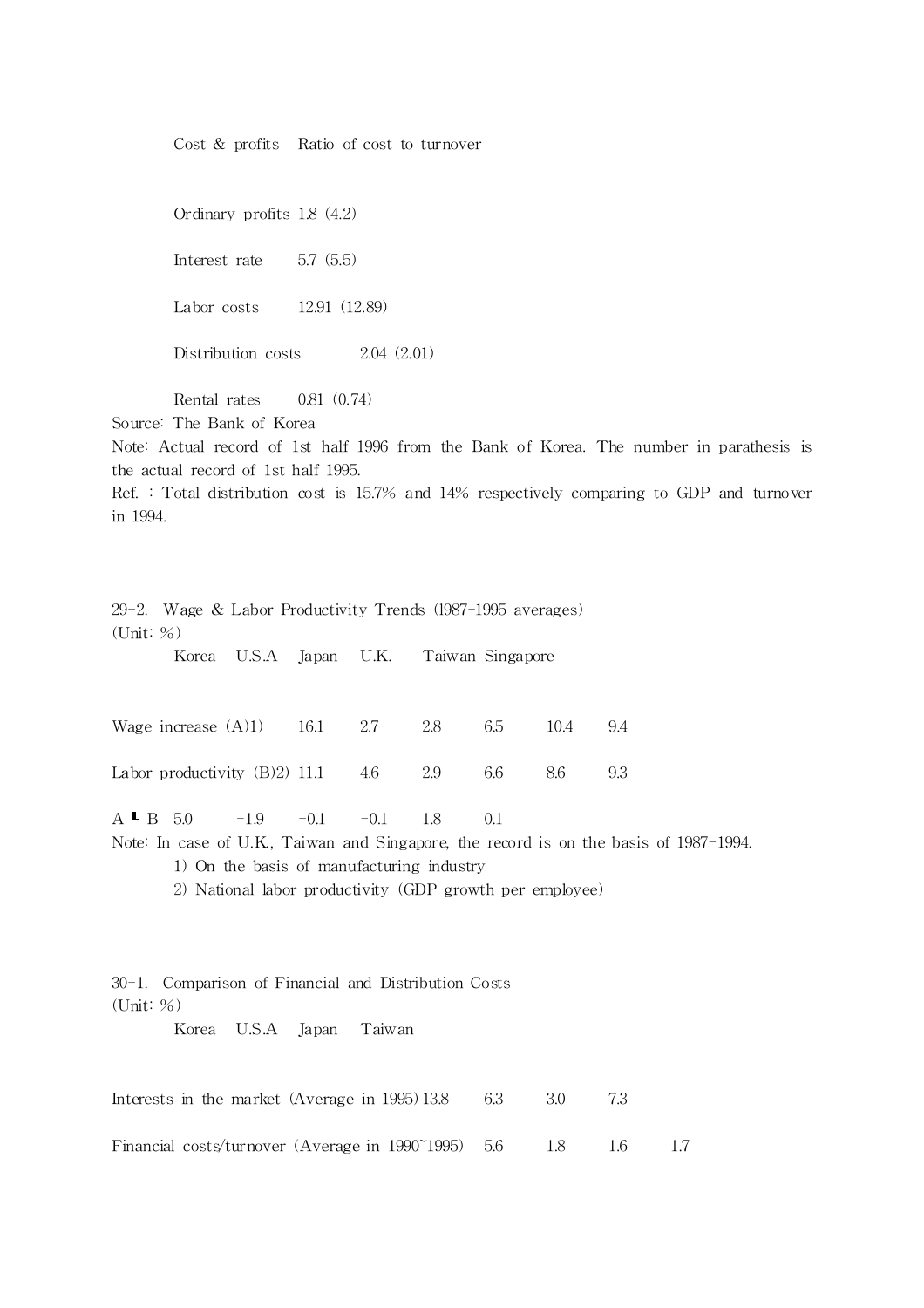| Cost & profits | Ratio of cost to turnover |
|---|---|
| Ordinary profits | 1.8 (4.2) |
| Interest rate | 5.7 (5.5) |
| Labor costs | 12.91 (12.89) |
| Distribution costs | 2.04 (2.01) |
| Rental rates | 0.81 (0.74) |

Source: The Bank of Korea

Note: Actual record of 1st half 1996 from the Bank of Korea. The number in parathesis is the actual record of 1st half 1995.

Ref. : Total distribution cost is 15.7% and 14% respectively comparing to GDP and turnover in 1994.

29-2. Wage & Labor Productivity Trends (1987-1995 averages)

(Unit: %)

| | Korea | U.S.A | Japan | U.K. | Taiwan | Singapore |
|---|---|---|---|---|---|---|
| Wage increase (A)1) | 16.1 | 2.7 | 2.8 | 6.5 | 10.4 | 9.4 |
| Labor productivity (B)2) | 11.1 | 4.6 | 2.9 | 6.6 | 8.6 | 9.3 |
| A ┗ B | 5.0 | -1.9 | -0.1 | -0.1 | 1.8 | 0.1 |

Note: In case of U.K., Taiwan and Singapore, the record is on the basis of 1987-1994.

1) On the basis of manufacturing industry

2) National labor productivity (GDP growth per employee)

30-1. Comparison of Financial and Distribution Costs

(Unit: %)

| | Korea | U.S.A | Japan | Taiwan |
|---|---|---|---|---|
| Interests in the market (Average in 1995) | 13.8 | 6.3 | 3.0 | 7.3 |
| Financial costs/turnover (Average in 1990~1995) | 5.6 | 1.8 | 1.6 | 1.7 |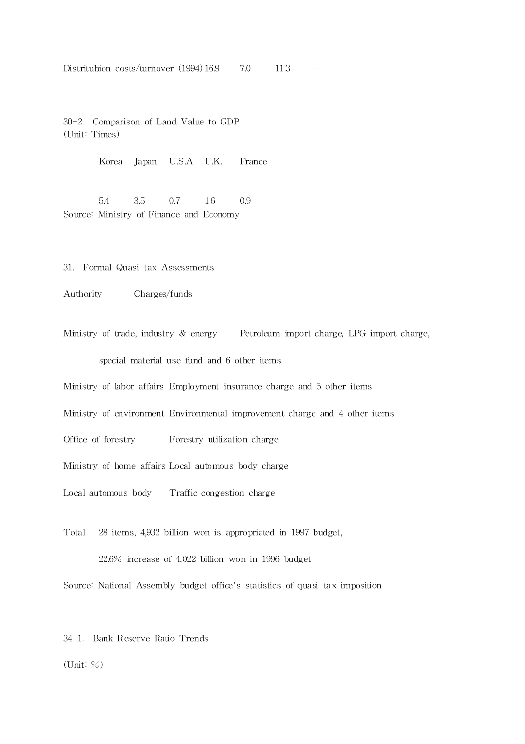| Distritubion costs/turnover (1994) | 16.9 | 7.0 | 11.3 | -- |
|---|---|---|---|---|

30-2. Comparison of Land Value to GDP
(Unit: Times)

| Korea | Japan | U.S.A | U.K. | France |
|---|---|---|---|---|
| 5.4 | 3.5 | 0.7 | 1.6 | 0.9 |

Source: Ministry of Finance and Economy

31. Formal Quasi-tax Assessments

| Authority | Charges/funds |
|---|---|
| Ministry of trade, industry & energy | Petroleum import charge, LPG import charge, special material use fund and 6 other items |
| Ministry of labor affairs | Employment insurance charge and 5 other items |
| Ministry of environment | Environmental improvement charge and 4 other items |
| Office of forestry | Forestry utilization charge |
| Ministry of home affairs | Local automous body charge |
| Local automous body | Traffic congestion charge |
| Total | 28 items, 4,932 billion won is appropriated in 1997 budget, 22.6% increase of 4,022 billion won in 1996 budget |

Source: National Assembly budget office's statistics of quasi-tax imposition

34-1. Bank Reserve Ratio Trends

(Unit: %)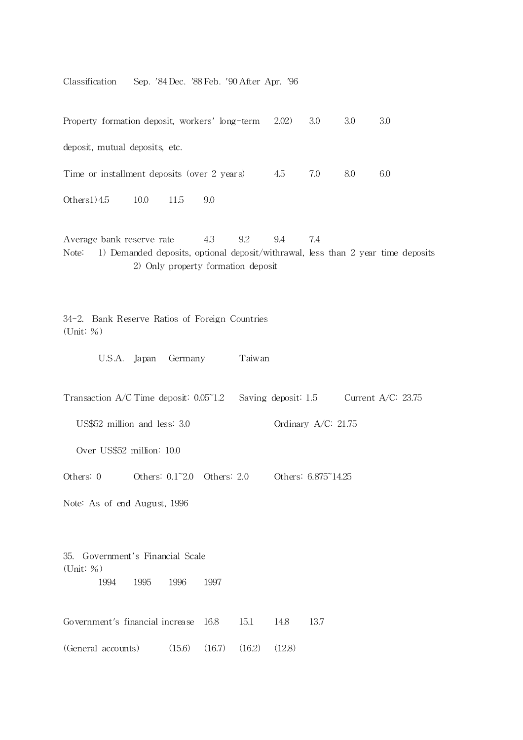| Classification | Sep. '84 | Dec. '88 | Feb. '90 | After Apr. '96 |
|---|---|---|---|---|
| Property formation deposit, workers' long-term deposit, mutual deposits, etc. | 2.0[2] | 3.0 | 3.0 | 3.0 |
| Time or installment deposits (over 2 years) | 4.5 | 7.0 | 8.0 | 6.0 |
| Others[1] | 4.5 | 10.0 | 11.5 | 9.0 |
| Average bank reserve rate | 4.3 | 9.2 | 9.4 | 7.4 |

Note: 1) Demanded deposits, optional deposit/withrawal, less than 2 year time deposits
2) Only property formation deposit

34-2. Bank Reserve Ratios of Foreign Countries
(Unit: %)

| U.S.A. | Japan | Germany | Taiwan |
|---|---|---|---|
| Transaction A/C<br>US$52 million and less: 3.0<br>Over US$52 million: 10.0 | Time deposit: 0.05~1.2 | Saving deposit: 1.5 | Current A/C: 23.75<br>Ordinary A/C: 21.75 |
| Others: 0 | Others: 0.1~2.0 | Others: 2.0 | Others: 6.875~14.25 |

Note: As of end August, 1996

35. Government's Financial Scale
(Unit: %)

| | 1994 | 1995 | 1996 | 1997 |
|---|---|---|---|---|
| Government's financial increase | 16.8 | 15.1 | 14.8 | 13.7 |
| (General accounts) | (15.6) | (16.7) | (16.2) | (12.8) |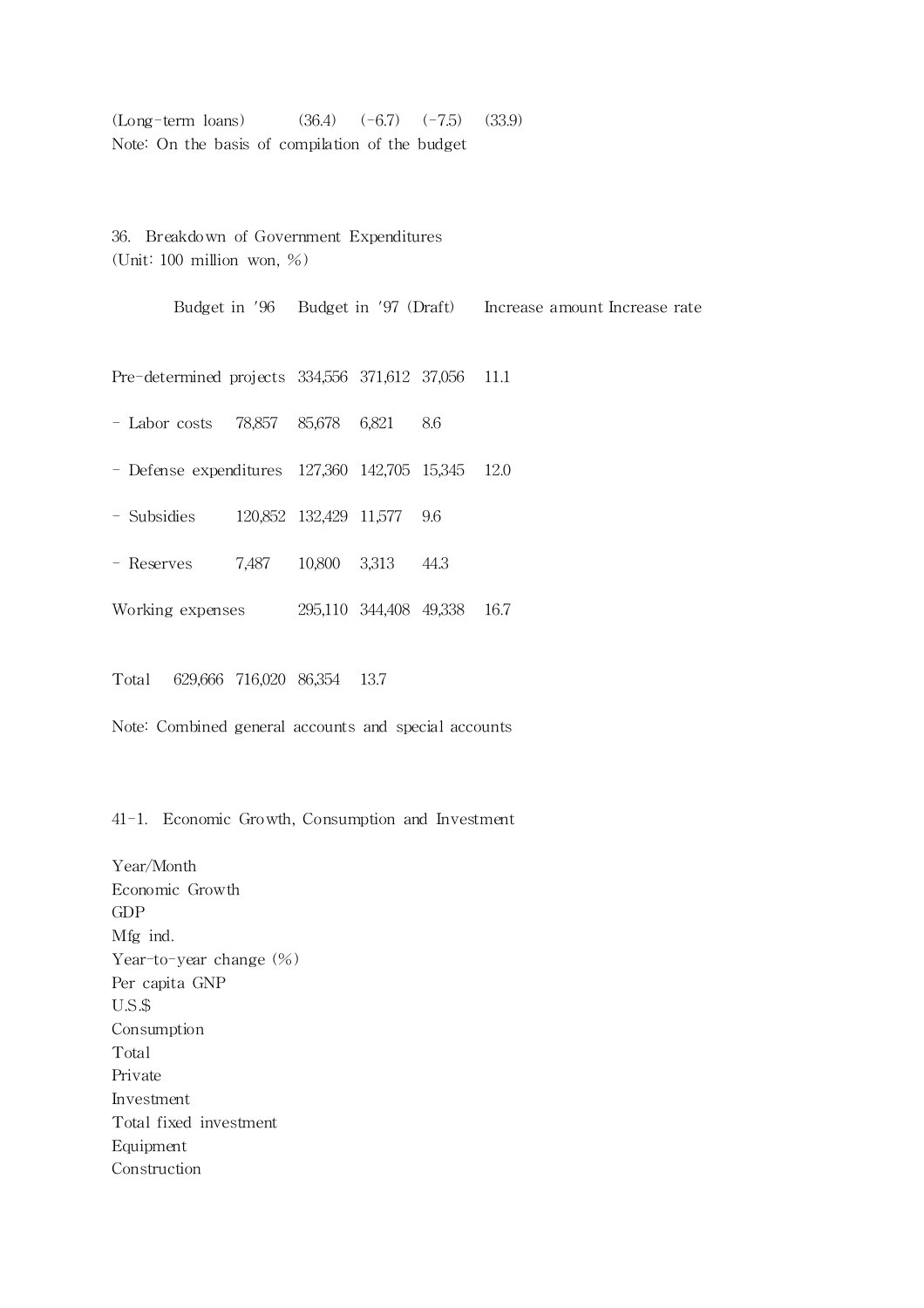(Long-term loans) (36.4) (-6.7) (-7.5) (33.9)

Note: On the basis of compilation of the budget

36. Breakdown of Government Expenditures

(Unit: 100 million won, %)

| | Budget in '96 | Budget in '97 (Draft) | Increase amount | Increase rate |
|---|---|---|---|---|
| Pre-determined projects | 334,556 | 371,612 | 37,056 | 11.1 |
| - Labor costs | 78,857 | 85,678 | 6,821 | 8.6 |
| - Defense expenditures | 127,360 | 142,705 | 15,345 | 12.0 |
| - Subsidies | 120,852 | 132,429 | 11,577 | 9.6 |
| - Reserves | 7,487 | 10,800 | 3,313 | 44.3 |
| Working expenses | 295,110 | 344,408 | 49,338 | 16.7 |
| Total | 629,666 | 716,020 | 86,354 | 13.7 |

Note: Combined general accounts and special accounts

41-1. Economic Growth, Consumption and Investment

Year/Month
Economic Growth
GDP
Mfg ind.
Year-to-year change (%)
Per capita GNP
U.S.$
Consumption
Total
Private
Investment
Total fixed investment
Equipment
Construction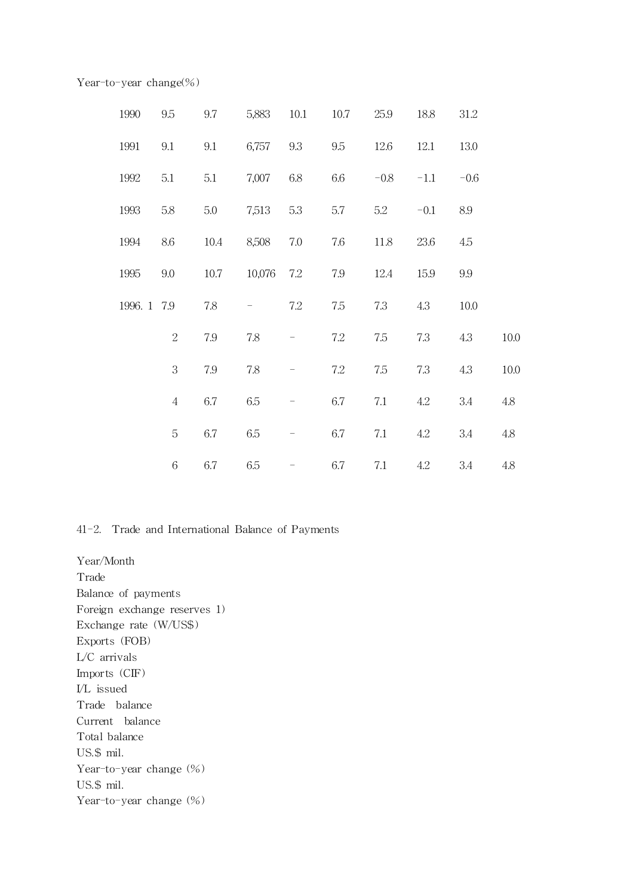Year-to-year change(%)

| | | | | | | | | | |
|---|---|---|---|---|---|---|---|---|---|
| 1990 | 9.5 | 9.7 | 5,883 | 10.1 | 10.7 | 25.9 | 18.8 | 31.2 | |
| 1991 | 9.1 | 9.1 | 6,757 | 9.3 | 9.5 | 12.6 | 12.1 | 13.0 | |
| 1992 | 5.1 | 5.1 | 7,007 | 6.8 | 6.6 | −0.8 | −1.1 | −0.6 | |
| 1993 | 5.8 | 5.0 | 7,513 | 5.3 | 5.7 | 5.2 | −0.1 | 8.9 | |
| 1994 | 8.6 | 10.4 | 8,508 | 7.0 | 7.6 | 11.8 | 23.6 | 4.5 | |
| 1995 | 9.0 | 10.7 | 10,076 | 7.2 | 7.9 | 12.4 | 15.9 | 9.9 | |
| 1996. 1 | 7.9 | 7.8 | − | 7.2 | 7.5 | 7.3 | 4.3 | 10.0 | |
| 2 | 7.9 | 7.8 | − | 7.2 | 7.5 | 7.3 | 4.3 | 10.0 | |
| 3 | 7.9 | 7.8 | − | 7.2 | 7.5 | 7.3 | 4.3 | 10.0 | |
| 4 | 6.7 | 6.5 | − | 6.7 | 7.1 | 4.2 | 3.4 | 4.8 | |
| 5 | 6.7 | 6.5 | − | 6.7 | 7.1 | 4.2 | 3.4 | 4.8 | |
| 6 | 6.7 | 6.5 | − | 6.7 | 7.1 | 4.2 | 3.4 | 4.8 | |

41-2. Trade and International Balance of Payments

Year/Month
Trade
Balance of payments
Foreign exchange reserves 1)
Exchange rate (W/US$)
Exports (FOB)
L/C arrivals
Imports (CIF)
I/L issued
Trade balance
Current balance
Total balance
US.$ mil.
Year-to-year change (%)
US.$ mil.
Year-to-year change (%)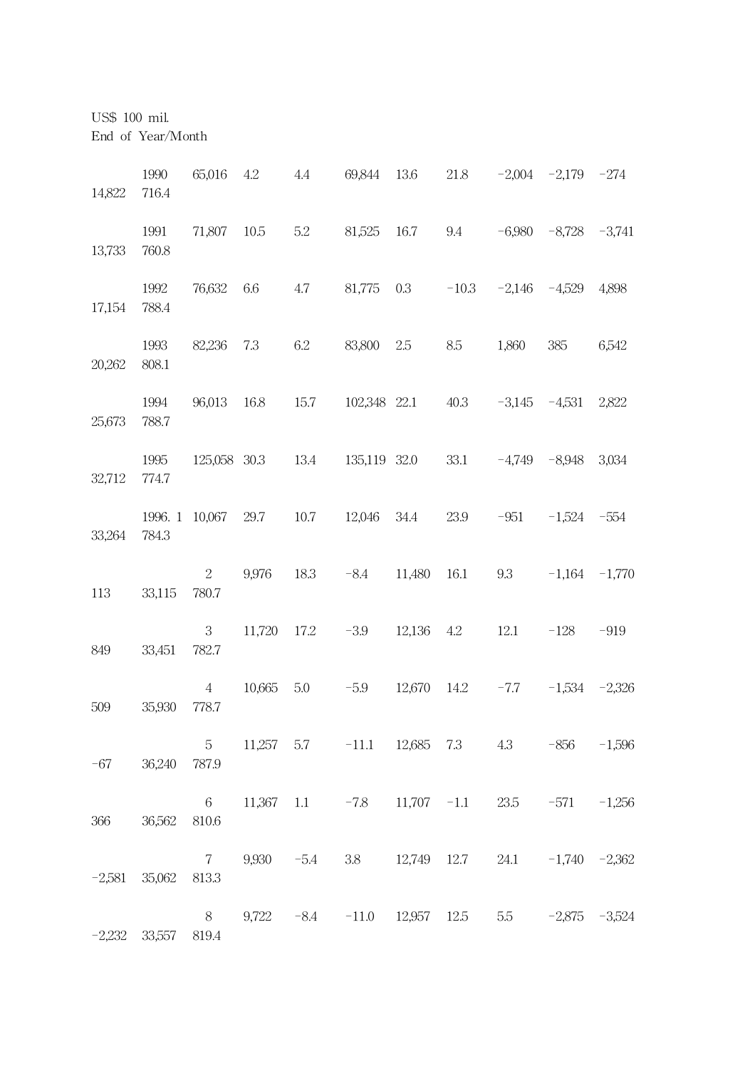US$ 100 mil.
End of Year/Month

| | | | | | | | | | | | |
|---|---|---|---|---|---|---|---|---|---|---|---|
| 1990 | 65,016 | 4.2 | 4.4 | 69,844 | 13.6 | 21.8 | −2,004 | −2,179 | −274 | 14,822 | 716.4 |
| 1991 | 71,807 | 10.5 | 5.2 | 81,525 | 16.7 | 9.4 | −6,980 | −8,728 | −3,741 | 13,733 | 760.8 |
| 1992 | 76,632 | 6.6 | 4.7 | 81,775 | 0.3 | −10.3 | −2,146 | −4,529 | 4,898 | 17,154 | 788.4 |
| 1993 | 82,236 | 7.3 | 6.2 | 83,800 | 2.5 | 8.5 | 1,860 | 385 | 6,542 | 20,262 | 808.1 |
| 1994 | 96,013 | 16.8 | 15.7 | 102,348 | 22.1 | 40.3 | −3,145 | −4,531 | 2,822 | 25,673 | 788.7 |
| 1995 | 125,058 | 30.3 | 13.4 | 135,119 | 32.0 | 33.1 | −4,749 | −8,948 | 3,034 | 32,712 | 774.7 |
| 1996. 1 | 10,067 | 29.7 | 10.7 | 12,046 | 34.4 | 23.9 | −951 | −1,524 | −554 | 33,264 | 784.3 |
| 2 | 9,976 | 18.3 | −8.4 | 11,480 | 16.1 | 9.3 | −1,164 | −1,770 | 113 | 33,115 | 780.7 |
| 3 | 11,720 | 17.2 | −3.9 | 12,136 | 4.2 | 12.1 | −128 | −919 | 849 | 33,451 | 782.7 |
| 4 | 10,665 | 5.0 | −5.9 | 12,670 | 14.2 | −7.7 | −1,534 | −2,326 | 509 | 35,930 | 778.7 |
| 5 | 11,257 | 5.7 | −11.1 | 12,685 | 7.3 | 4.3 | −856 | −1,596 | −67 | 36,240 | 787.9 |
| 6 | 11,367 | 1.1 | −7.8 | 11,707 | −1.1 | 23.5 | −571 | −1,256 | 366 | 36,562 | 810.6 |
| 7 | 9,930 | −5.4 | 3.8 | 12,749 | 12.7 | 24.1 | −1,740 | −2,362 | −2,581 | 35,062 | 813.3 |
| 8 | 9,722 | −8.4 | −11.0 | 12,957 | 12.5 | 5.5 | −2,875 | −3,524 | −2,232 | 33,557 | 819.4 |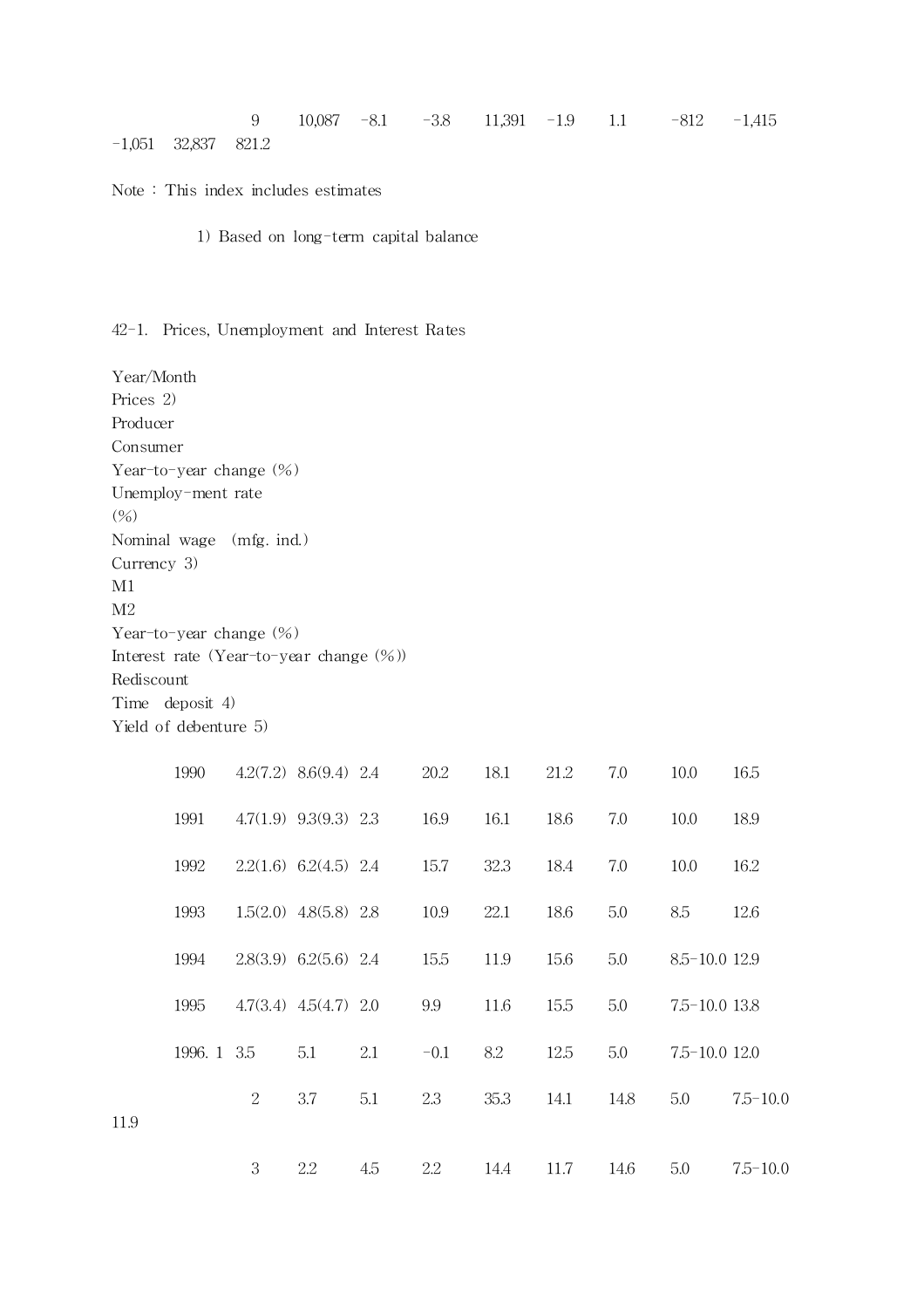| 9 | 10,087 | -8.1 | -3.8 | 11,391 | -1.9 | 1.1 | -812 | -1,415 | -1,051 | 32,837 | 821.2 |
|---|---|---|---|---|---|---|---|---|---|---|---|

Note : This index includes estimates

1) Based on long-term capital balance

42-1. Prices, Unemployment and Interest Rates

| Year/Month | Prices 2) Producer | Prices 2) Consumer | Unemploy-ment rate (%) | Nominal wage (mfg. ind.) | Currency 3) | M1 | M2 | Interest rate Rediscount | Interest rate Time deposit 4) | Interest rate Yield of debenture 5) |
|---|---|---|---|---|---|---|---|---|---|---|
| | Year-to-year change (%) | | | | Year-to-year change (%) | | | Interest rate (Year-to-year change (%)) | | |
| 1990 | 4.2(7.2) | 8.6(9.4) | 2.4 | 20.2 | 18.1 | 21.2 | 7.0 | 10.0 | 16.5 | |
| 1991 | 4.7(1.9) | 9.3(9.3) | 2.3 | 16.9 | 16.1 | 18.6 | 7.0 | 10.0 | 18.9 | |
| 1992 | 2.2(1.6) | 6.2(4.5) | 2.4 | 15.7 | 32.3 | 18.4 | 7.0 | 10.0 | 16.2 | |
| 1993 | 1.5(2.0) | 4.8(5.8) | 2.8 | 10.9 | 22.1 | 18.6 | 5.0 | 8.5 | 12.6 | |
| 1994 | 2.8(3.9) | 6.2(5.6) | 2.4 | 15.5 | 11.9 | 15.6 | 5.0 | 8.5-10.0 | 12.9 | |
| 1995 | 4.7(3.4) | 4.5(4.7) | 2.0 | 9.9 | 11.6 | 15.5 | 5.0 | 7.5-10.0 | 13.8 | |
| 1996. 1 | 3.5 | 5.1 | 2.1 | -0.1 | 8.2 | 12.5 | 5.0 | 7.5-10.0 | 12.0 | |
| 2 | 3.7 | 5.1 | 2.3 | 35.3 | 14.1 | 14.8 | 5.0 | 7.5-10.0 | 11.9 | |
| 3 | 2.2 | 4.5 | 2.2 | 14.4 | 11.7 | 14.6 | 5.0 | 7.5-10.0 | | |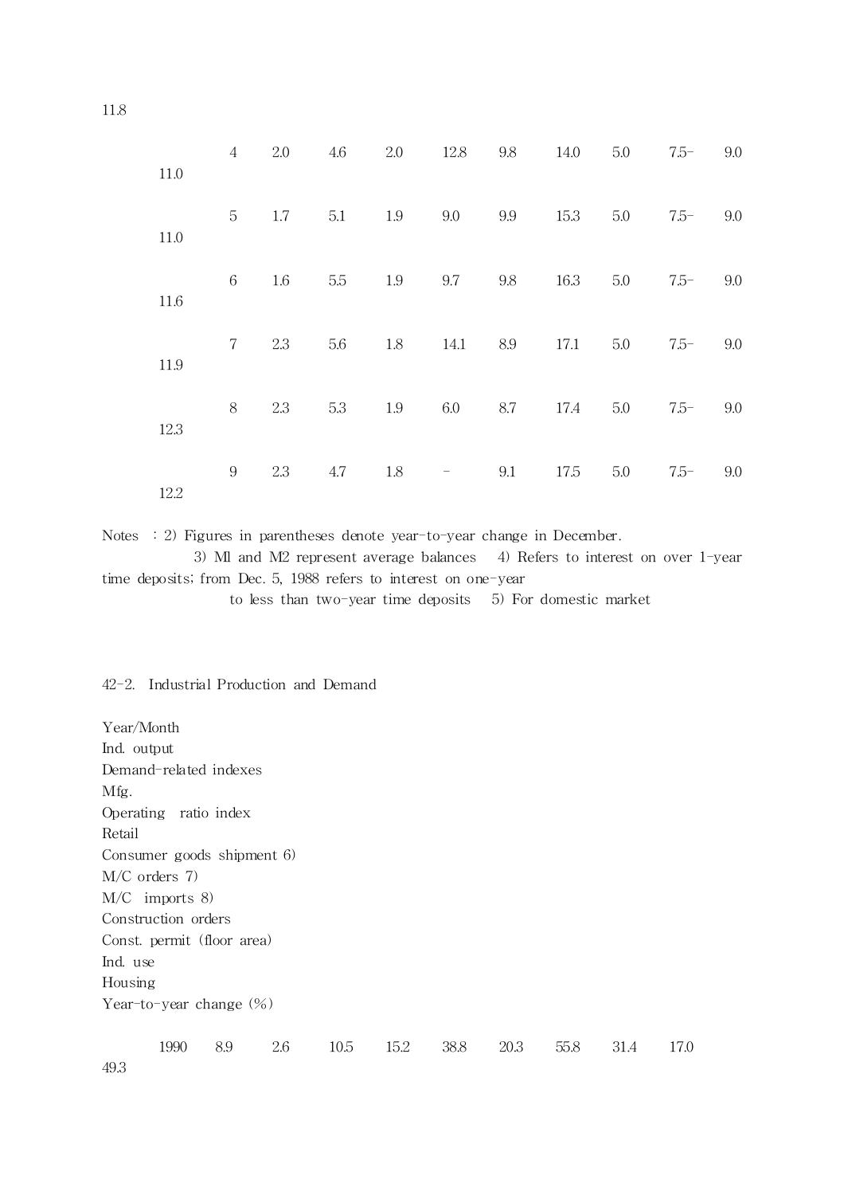11.8

| | | | | | | | | | | |
|---|---|---|---|---|---|---|---|---|---|---|
| 11.0 | 4 | 2.0 | 4.6 | 2.0 | 12.8 | 9.8 | 14.0 | 5.0 | 7.5- | 9.0 |
| 11.0 | 5 | 1.7 | 5.1 | 1.9 | 9.0 | 9.9 | 15.3 | 5.0 | 7.5- | 9.0 |
| 11.6 | 6 | 1.6 | 5.5 | 1.9 | 9.7 | 9.8 | 16.3 | 5.0 | 7.5- | 9.0 |
| 11.9 | 7 | 2.3 | 5.6 | 1.8 | 14.1 | 8.9 | 17.1 | 5.0 | 7.5- | 9.0 |
| 12.3 | 8 | 2.3 | 5.3 | 1.9 | 6.0 | 8.7 | 17.4 | 5.0 | 7.5- | 9.0 |
| 12.2 | 9 | 2.3 | 4.7 | 1.8 | - | 9.1 | 17.5 | 5.0 | 7.5- | 9.0 |

Notes : 2) Figures in parentheses denote year-to-year change in December.
3) M1 and M2 represent average balances 4) Refers to interest on over 1-year time deposits; from Dec. 5, 1988 refers to interest on one-year to less than two-year time deposits 5) For domestic market

42-2. Industrial Production and Demand

| Year/Month | Ind. output | Mfg. Operating ratio index | Retail | Consumer goods shipment 6) | M/C orders 7) | M/C imports 8) | Construction orders | Const. permit (floor area) | Ind. use | Housing |
|---|---|---|---|---|---|---|---|---|---|---|
| | Year-to-year change (%) | | | | | | | | | |
| 1990 | 8.9 | 2.6 | 10.5 | 15.2 | 38.8 | 20.3 | 55.8 | 31.4 | 17.0 | 49.3 |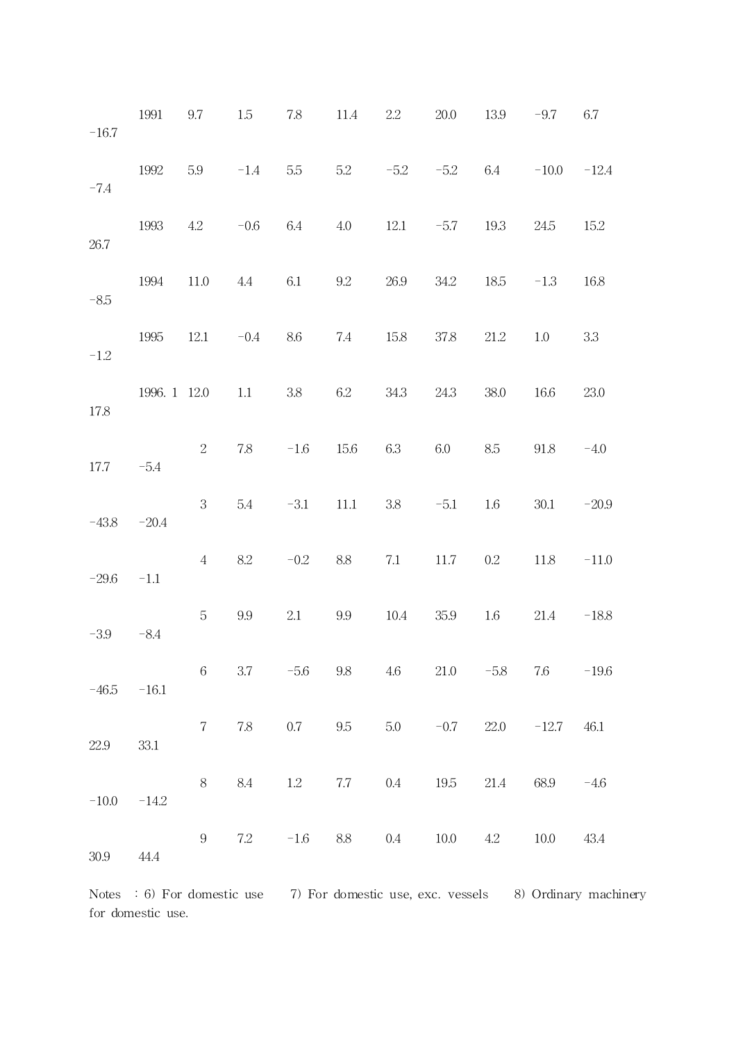| | | | | | | | | | | |
|---|---|---|---|---|---|---|---|---|---|---|
| 1991 | 9.7 | 1.5 | 7.8 | 11.4 | 2.2 | 20.0 | 13.9 | −9.7 | 6.7 | −16.7 |
| 1992 | 5.9 | −1.4 | 5.5 | 5.2 | −5.2 | −5.2 | 6.4 | −10.0 | −12.4 | −7.4 |
| 1993 | 4.2 | −0.6 | 6.4 | 4.0 | 12.1 | −5.7 | 19.3 | 24.5 | 15.2 | 26.7 |
| 1994 | 11.0 | 4.4 | 6.1 | 9.2 | 26.9 | 34.2 | 18.5 | −1.3 | 16.8 | −8.5 |
| 1995 | 12.1 | −0.4 | 8.6 | 7.4 | 15.8 | 37.8 | 21.2 | 1.0 | 3.3 | −1.2 |
| 1996. 1 | 12.0 | 1.1 | 3.8 | 6.2 | 34.3 | 24.3 | 38.0 | 16.6 | 23.0 | 17.8 |
| 2 | 7.8 | −1.6 | 15.6 | 6.3 | 6.0 | 8.5 | 91.8 | −4.0 | 17.7 | −5.4 |
| 3 | 5.4 | −3.1 | 11.1 | 3.8 | −5.1 | 1.6 | 30.1 | −20.9 | −43.8 | −20.4 |
| 4 | 8.2 | −0.2 | 8.8 | 7.1 | 11.7 | 0.2 | 11.8 | −11.0 | −29.6 | −1.1 |
| 5 | 9.9 | 2.1 | 9.9 | 10.4 | 35.9 | 1.6 | 21.4 | −18.8 | −3.9 | −8.4 |
| 6 | 3.7 | −5.6 | 9.8 | 4.6 | 21.0 | −5.8 | 7.6 | −19.6 | −46.5 | −16.1 |
| 7 | 7.8 | 0.7 | 9.5 | 5.0 | −0.7 | 22.0 | −12.7 | 46.1 | 22.9 | 33.1 |
| 8 | 8.4 | 1.2 | 7.7 | 0.4 | 19.5 | 21.4 | 68.9 | −4.6 | −10.0 | −14.2 |
| 9 | 7.2 | −1.6 | 8.8 | 0.4 | 10.0 | 4.2 | 10.0 | 43.4 | 30.9 | 44.4 |

Notes : 6) For domestic use 7) For domestic use, exc. vessels 8) Ordinary machinery for domestic use.